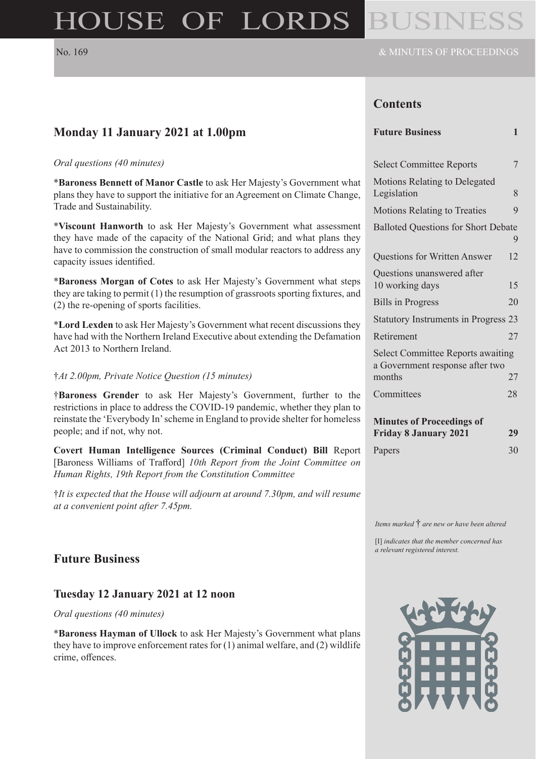# HOUSE OF LORDS BUSINESS

No. 169 & MINUTES OF PROCEEDINGS

## Monday 11 January 2021 at 1.00pm

*Oral questions (40 minutes)*

\***Baroness Bennett of Manor Castle** to ask Her Majesty's Government what plans they have to support the initiative for an Agreement on Climate Change, Trade and Sustainability.

\***Viscount Hanworth** to ask Her Majesty's Government what assessment they have made of the capacity of the National Grid; and what plans they have to commission the construction of small modular reactors to address any capacity issues identified.

\***Baroness Morgan of Cotes** to ask Her Majesty's Government what steps they are taking to permit (1) the resumption of grassroots sporting fixtures, and (2) the re-opening of sports facilities.

\***Lord Lexden** to ask Her Majesty's Government what recent discussions they have had with the Northern Ireland Executive about extending the Defamation Act 2013 to Northern Ireland.

†*At 2.00pm, Private Notice Question (15 minutes)*

†**Baroness Grender** to ask Her Majesty's Government, further to the restrictions in place to address the COVID-19 pandemic, whether they plan to reinstate the 'Everybody In' scheme in England to provide shelter for homeless people; and if not, why not.

**Covert Human Intelligence Sources (Criminal Conduct) Bill** Report [Baroness Williams of Trafford] *10th Report from the Joint Committee on Human Rights, 19th Report from the Constitution Committee*

†*It is expected that the House will adjourn at around 7.30pm, and will resume at a convenient point after 7.45pm.*

## Future Business

### Tuesday 12 January 2021 at 12 noon

*Oral questions (40 minutes)*

\***Baroness Hayman of Ullock** to ask Her Majesty's Government what plans they have to improve enforcement rates for (1) animal welfare, and (2) wildlife crime, offences.

## Contents

| | |
|---|---|
| **Future Business** | **1** |
| Select Committee Reports | 7 |
| Motions Relating to Delegated Legislation | 8 |
| Motions Relating to Treaties | 9 |
| Balloted Questions for Short Debate | 9 |
| Questions for Written Answer | 12 |
| Questions unanswered after 10 working days | 15 |
| Bills in Progress | 20 |
| Statutory Instruments in Progress | 23 |
| Retirement | 27 |
| Select Committee Reports awaiting a Government response after two months | 27 |
| Committees | 28 |
| **Minutes of Proceedings of Friday 8 January 2021** | **29** |
| Papers | 30 |

*Items marked † are new or have been altered*

[I] *indicates that the member concerned has a relevant registered interest.*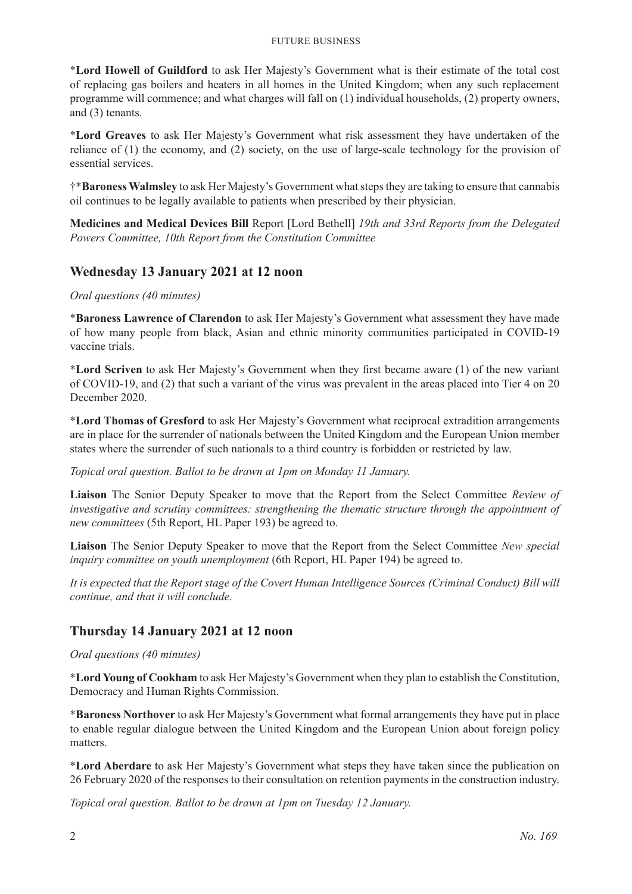\***Lord Howell of Guildford** to ask Her Majesty's Government what is their estimate of the total cost of replacing gas boilers and heaters in all homes in the United Kingdom; when any such replacement programme will commence; and what charges will fall on (1) individual households, (2) property owners, and (3) tenants.

\***Lord Greaves** to ask Her Majesty's Government what risk assessment they have undertaken of the reliance of (1) the economy, and (2) society, on the use of large-scale technology for the provision of essential services.

†\***Baroness Walmsley** to ask Her Majesty's Government what steps they are taking to ensure that cannabis oil continues to be legally available to patients when prescribed by their physician.

**Medicines and Medical Devices Bill** Report [Lord Bethell] *19th and 33rd Reports from the Delegated Powers Committee, 10th Report from the Constitution Committee*

## Wednesday 13 January 2021 at 12 noon

*Oral questions (40 minutes)*

\***Baroness Lawrence of Clarendon** to ask Her Majesty's Government what assessment they have made of how many people from black, Asian and ethnic minority communities participated in COVID-19 vaccine trials.

\***Lord Scriven** to ask Her Majesty's Government when they first became aware (1) of the new variant of COVID-19, and (2) that such a variant of the virus was prevalent in the areas placed into Tier 4 on 20 December 2020.

\***Lord Thomas of Gresford** to ask Her Majesty's Government what reciprocal extradition arrangements are in place for the surrender of nationals between the United Kingdom and the European Union member states where the surrender of such nationals to a third country is forbidden or restricted by law.

*Topical oral question. Ballot to be drawn at 1pm on Monday 11 January.*

**Liaison** The Senior Deputy Speaker to move that the Report from the Select Committee *Review of investigative and scrutiny committees: strengthening the thematic structure through the appointment of new committees* (5th Report, HL Paper 193) be agreed to.

**Liaison** The Senior Deputy Speaker to move that the Report from the Select Committee *New special inquiry committee on youth unemployment* (6th Report, HL Paper 194) be agreed to.

*It is expected that the Report stage of the Covert Human Intelligence Sources (Criminal Conduct) Bill will continue, and that it will conclude.*

## Thursday 14 January 2021 at 12 noon

*Oral questions (40 minutes)*

\***Lord Young of Cookham** to ask Her Majesty's Government when they plan to establish the Constitution, Democracy and Human Rights Commission.

\***Baroness Northover** to ask Her Majesty's Government what formal arrangements they have put in place to enable regular dialogue between the United Kingdom and the European Union about foreign policy matters.

\***Lord Aberdare** to ask Her Majesty's Government what steps they have taken since the publication on 26 February 2020 of the responses to their consultation on retention payments in the construction industry.

*Topical oral question. Ballot to be drawn at 1pm on Tuesday 12 January.*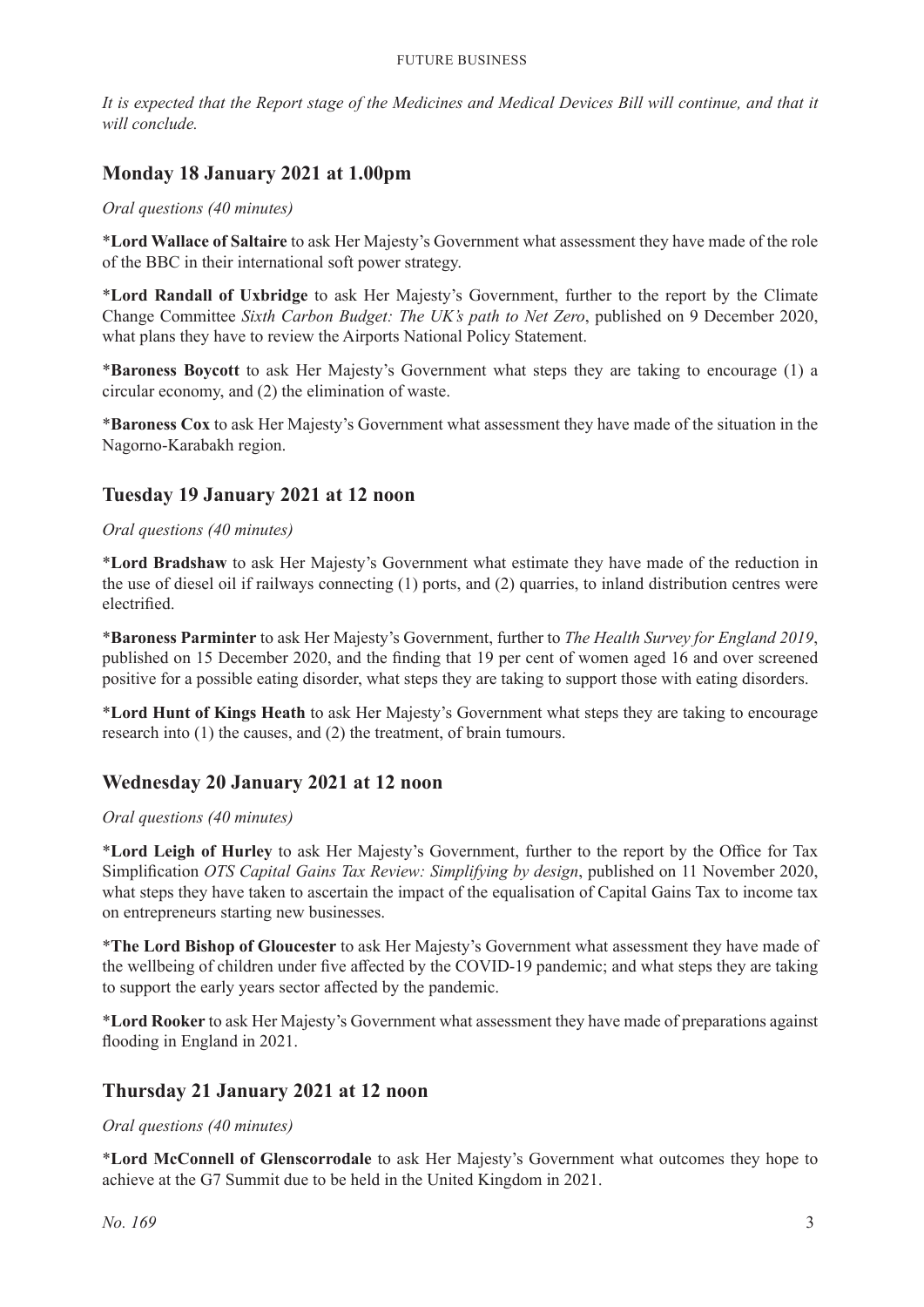*It is expected that the Report stage of the Medicines and Medical Devices Bill will continue, and that it will conclude.*

## Monday 18 January 2021 at 1.00pm

*Oral questions (40 minutes)*

*​**Lord Wallace of Saltaire** to ask Her Majesty's Government what assessment they have made of the role of the BBC in their international soft power strategy.

*​**Lord Randall of Uxbridge** to ask Her Majesty's Government, further to the report by the Climate Change Committee *Sixth Carbon Budget: The UK's path to Net Zero*, published on 9 December 2020, what plans they have to review the Airports National Policy Statement.

*​**Baroness Boycott** to ask Her Majesty's Government what steps they are taking to encourage (1) a circular economy, and (2) the elimination of waste.

*​**Baroness Cox** to ask Her Majesty's Government what assessment they have made of the situation in the Nagorno-Karabakh region.

## Tuesday 19 January 2021 at 12 noon

*Oral questions (40 minutes)*

*​**Lord Bradshaw** to ask Her Majesty's Government what estimate they have made of the reduction in the use of diesel oil if railways connecting (1) ports, and (2) quarries, to inland distribution centres were electrified.

*​**Baroness Parminter** to ask Her Majesty's Government, further to *The Health Survey for England 2019*, published on 15 December 2020, and the finding that 19 per cent of women aged 16 and over screened positive for a possible eating disorder, what steps they are taking to support those with eating disorders.

*​**Lord Hunt of Kings Heath** to ask Her Majesty's Government what steps they are taking to encourage research into (1) the causes, and (2) the treatment, of brain tumours.

## Wednesday 20 January 2021 at 12 noon

*Oral questions (40 minutes)*

*​**Lord Leigh of Hurley** to ask Her Majesty's Government, further to the report by the Office for Tax Simplification *OTS Capital Gains Tax Review: Simplifying by design*, published on 11 November 2020, what steps they have taken to ascertain the impact of the equalisation of Capital Gains Tax to income tax on entrepreneurs starting new businesses.

*​**The Lord Bishop of Gloucester** to ask Her Majesty's Government what assessment they have made of the wellbeing of children under five affected by the COVID-19 pandemic; and what steps they are taking to support the early years sector affected by the pandemic.

*​**Lord Rooker** to ask Her Majesty's Government what assessment they have made of preparations against flooding in England in 2021.

## Thursday 21 January 2021 at 12 noon

*Oral questions (40 minutes)*

*​**Lord McConnell of Glenscorrodale** to ask Her Majesty's Government what outcomes they hope to achieve at the G7 Summit due to be held in the United Kingdom in 2021.

*No. 169*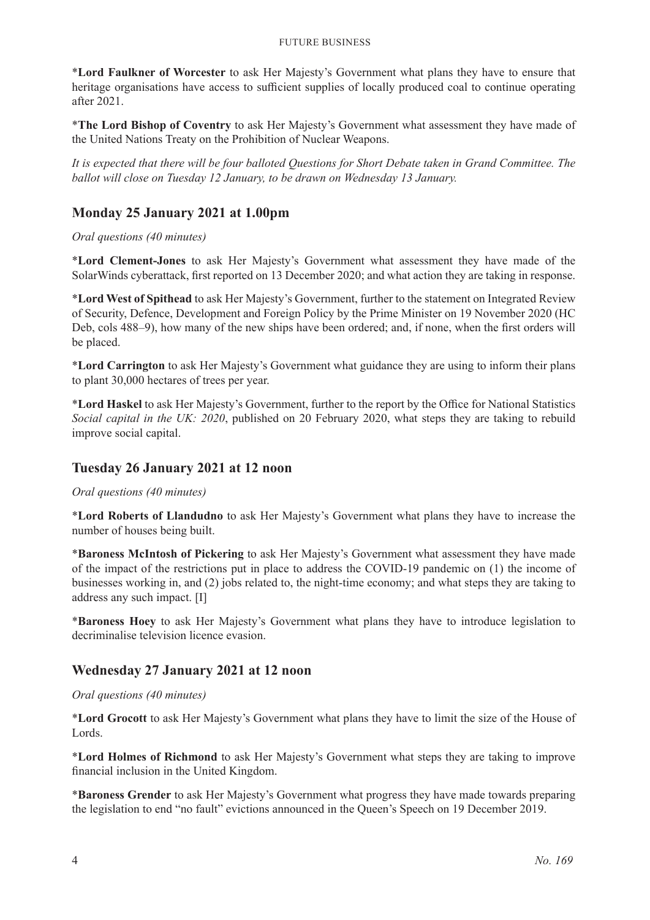\***Lord Faulkner of Worcester** to ask Her Majesty's Government what plans they have to ensure that heritage organisations have access to sufficient supplies of locally produced coal to continue operating after 2021.

\***The Lord Bishop of Coventry** to ask Her Majesty's Government what assessment they have made of the United Nations Treaty on the Prohibition of Nuclear Weapons.

*It is expected that there will be four balloted Questions for Short Debate taken in Grand Committee. The ballot will close on Tuesday 12 January, to be drawn on Wednesday 13 January.*

## Monday 25 January 2021 at 1.00pm

*Oral questions (40 minutes)*

\***Lord Clement-Jones** to ask Her Majesty's Government what assessment they have made of the SolarWinds cyberattack, first reported on 13 December 2020; and what action they are taking in response.

\***Lord West of Spithead** to ask Her Majesty's Government, further to the statement on Integrated Review of Security, Defence, Development and Foreign Policy by the Prime Minister on 19 November 2020 (HC Deb, cols 488–9), how many of the new ships have been ordered; and, if none, when the first orders will be placed.

\***Lord Carrington** to ask Her Majesty's Government what guidance they are using to inform their plans to plant 30,000 hectares of trees per year.

\***Lord Haskel** to ask Her Majesty's Government, further to the report by the Office for National Statistics *Social capital in the UK: 2020*, published on 20 February 2020, what steps they are taking to rebuild improve social capital.

## Tuesday 26 January 2021 at 12 noon

*Oral questions (40 minutes)*

\***Lord Roberts of Llandudno** to ask Her Majesty's Government what plans they have to increase the number of houses being built.

\***Baroness McIntosh of Pickering** to ask Her Majesty's Government what assessment they have made of the impact of the restrictions put in place to address the COVID-19 pandemic on (1) the income of businesses working in, and (2) jobs related to, the night-time economy; and what steps they are taking to address any such impact. [I]

\***Baroness Hoey** to ask Her Majesty's Government what plans they have to introduce legislation to decriminalise television licence evasion.

## Wednesday 27 January 2021 at 12 noon

*Oral questions (40 minutes)*

\***Lord Grocott** to ask Her Majesty's Government what plans they have to limit the size of the House of Lords.

\***Lord Holmes of Richmond** to ask Her Majesty's Government what steps they are taking to improve financial inclusion in the United Kingdom.

\***Baroness Grender** to ask Her Majesty's Government what progress they have made towards preparing the legislation to end "no fault" evictions announced in the Queen's Speech on 19 December 2019.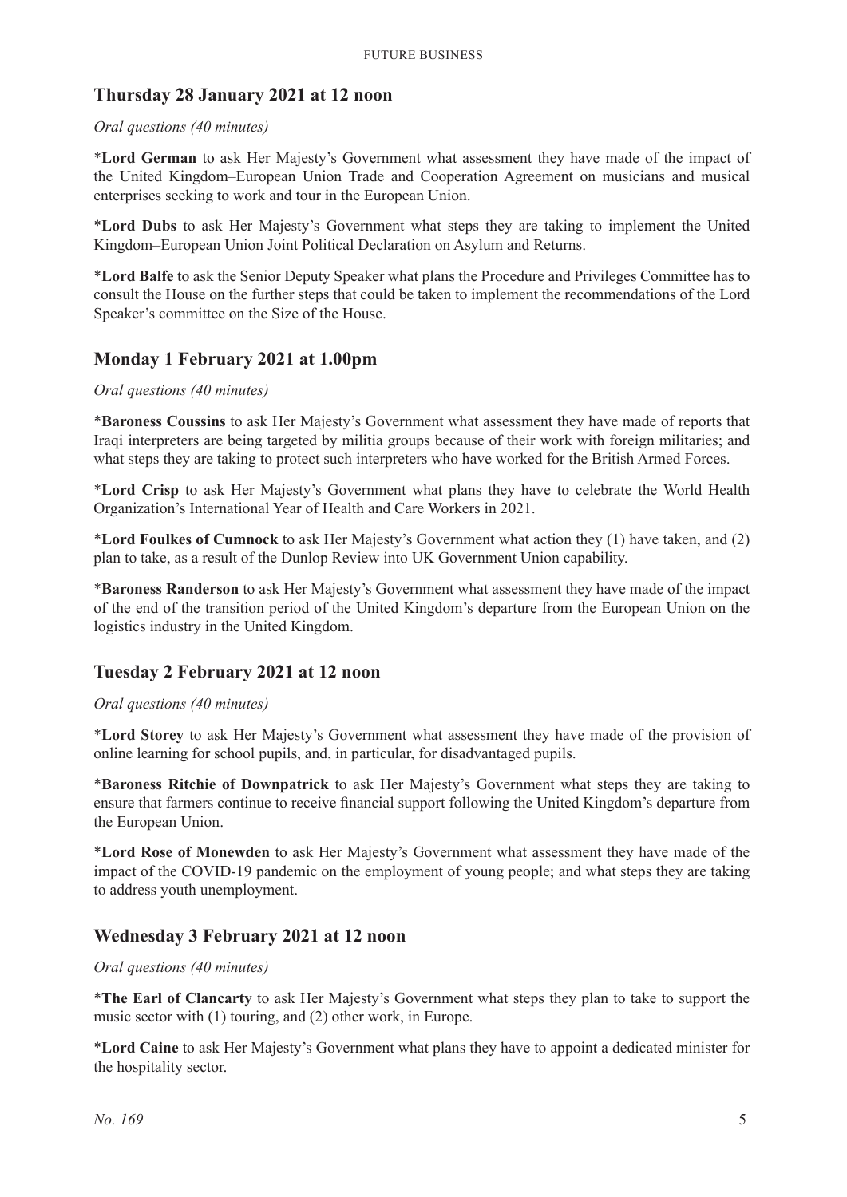## Thursday 28 January 2021 at 12 noon

*Oral questions (40 minutes)*

*__Lord German__ to ask Her Majesty's Government what assessment they have made of the impact of the United Kingdom–European Union Trade and Cooperation Agreement on musicians and musical enterprises seeking to work and tour in the European Union.

*__Lord Dubs__ to ask Her Majesty's Government what steps they are taking to implement the United Kingdom–European Union Joint Political Declaration on Asylum and Returns.

*__Lord Balfe__ to ask the Senior Deputy Speaker what plans the Procedure and Privileges Committee has to consult the House on the further steps that could be taken to implement the recommendations of the Lord Speaker's committee on the Size of the House.

## Monday 1 February 2021 at 1.00pm

*Oral questions (40 minutes)*

*__Baroness Coussins__ to ask Her Majesty's Government what assessment they have made of reports that Iraqi interpreters are being targeted by militia groups because of their work with foreign militaries; and what steps they are taking to protect such interpreters who have worked for the British Armed Forces.

*__Lord Crisp__ to ask Her Majesty's Government what plans they have to celebrate the World Health Organization's International Year of Health and Care Workers in 2021.

*__Lord Foulkes of Cumnock__ to ask Her Majesty's Government what action they (1) have taken, and (2) plan to take, as a result of the Dunlop Review into UK Government Union capability.

*__Baroness Randerson__ to ask Her Majesty's Government what assessment they have made of the impact of the end of the transition period of the United Kingdom's departure from the European Union on the logistics industry in the United Kingdom.

## Tuesday 2 February 2021 at 12 noon

*Oral questions (40 minutes)*

*__Lord Storey__ to ask Her Majesty's Government what assessment they have made of the provision of online learning for school pupils, and, in particular, for disadvantaged pupils.

*__Baroness Ritchie of Downpatrick__ to ask Her Majesty's Government what steps they are taking to ensure that farmers continue to receive financial support following the United Kingdom's departure from the European Union.

*__Lord Rose of Monewden__ to ask Her Majesty's Government what assessment they have made of the impact of the COVID-19 pandemic on the employment of young people; and what steps they are taking to address youth unemployment.

## Wednesday 3 February 2021 at 12 noon

*Oral questions (40 minutes)*

*__The Earl of Clancarty__ to ask Her Majesty's Government what steps they plan to take to support the music sector with (1) touring, and (2) other work, in Europe.

*__Lord Caine__ to ask Her Majesty's Government what plans they have to appoint a dedicated minister for the hospitality sector.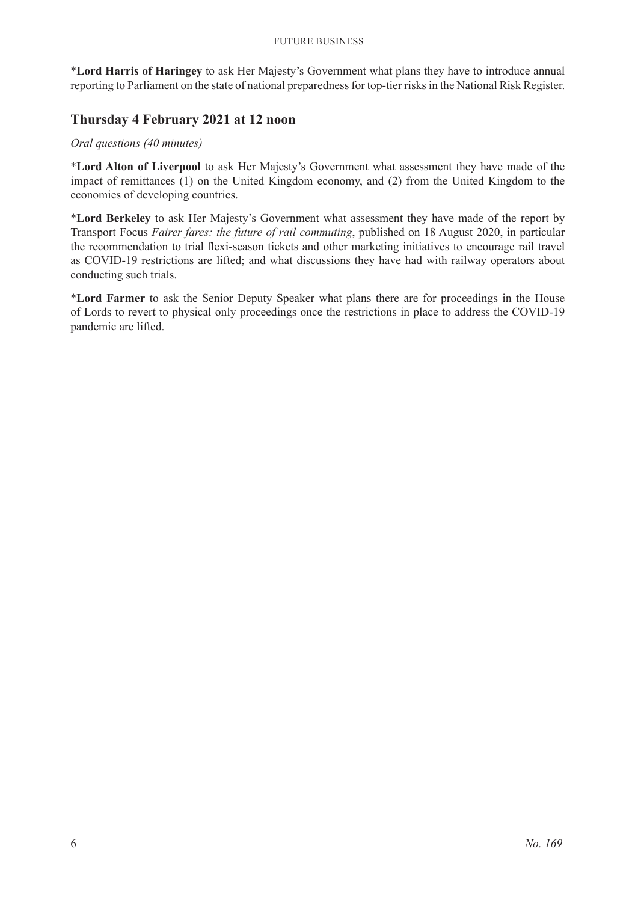*__Lord Harris of Haringey__ to ask Her Majesty's Government what plans they have to introduce annual reporting to Parliament on the state of national preparedness for top-tier risks in the National Risk Register.

## Thursday 4 February 2021 at 12 noon

*Oral questions (40 minutes)*

*__Lord Alton of Liverpool__ to ask Her Majesty's Government what assessment they have made of the impact of remittances (1) on the United Kingdom economy, and (2) from the United Kingdom to the economies of developing countries.

*__Lord Berkeley__ to ask Her Majesty's Government what assessment they have made of the report by Transport Focus *Fairer fares: the future of rail commuting*, published on 18 August 2020, in particular the recommendation to trial flexi-season tickets and other marketing initiatives to encourage rail travel as COVID-19 restrictions are lifted; and what discussions they have had with railway operators about conducting such trials.

*__Lord Farmer__ to ask the Senior Deputy Speaker what plans there are for proceedings in the House of Lords to revert to physical only proceedings once the restrictions in place to address the COVID-19 pandemic are lifted.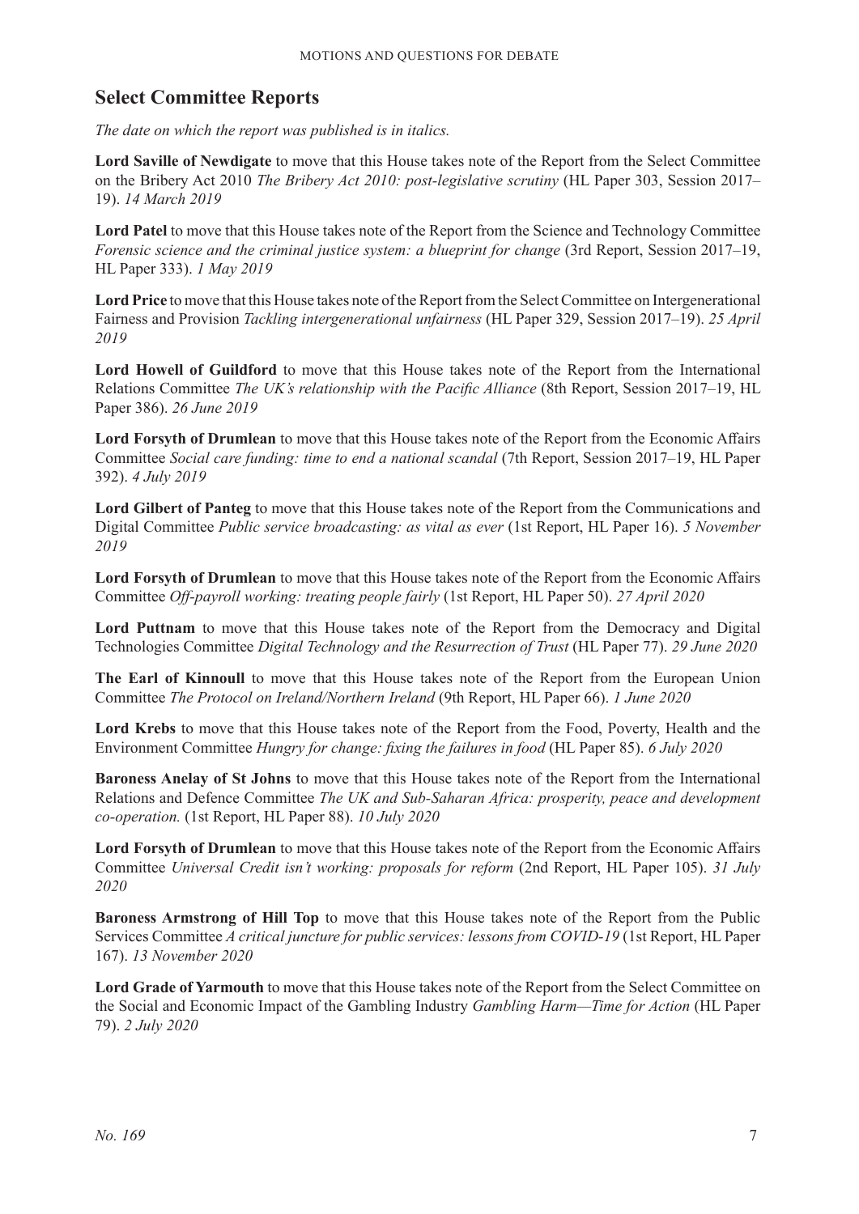## Select Committee Reports

*The date on which the report was published is in italics.*

**Lord Saville of Newdigate** to move that this House takes note of the Report from the Select Committee on the Bribery Act 2010 *The Bribery Act 2010: post-legislative scrutiny* (HL Paper 303, Session 2017–19). *14 March 2019*

**Lord Patel** to move that this House takes note of the Report from the Science and Technology Committee *Forensic science and the criminal justice system: a blueprint for change* (3rd Report, Session 2017–19, HL Paper 333). *1 May 2019*

**Lord Price** to move that this House takes note of the Report from the Select Committee on Intergenerational Fairness and Provision *Tackling intergenerational unfairness* (HL Paper 329, Session 2017–19). *25 April 2019*

**Lord Howell of Guildford** to move that this House takes note of the Report from the International Relations Committee *The UK's relationship with the Pacific Alliance* (8th Report, Session 2017–19, HL Paper 386). *26 June 2019*

**Lord Forsyth of Drumlean** to move that this House takes note of the Report from the Economic Affairs Committee *Social care funding: time to end a national scandal* (7th Report, Session 2017–19, HL Paper 392). *4 July 2019*

**Lord Gilbert of Panteg** to move that this House takes note of the Report from the Communications and Digital Committee *Public service broadcasting: as vital as ever* (1st Report, HL Paper 16). *5 November 2019*

**Lord Forsyth of Drumlean** to move that this House takes note of the Report from the Economic Affairs Committee *Off-payroll working: treating people fairly* (1st Report, HL Paper 50). *27 April 2020*

**Lord Puttnam** to move that this House takes note of the Report from the Democracy and Digital Technologies Committee *Digital Technology and the Resurrection of Trust* (HL Paper 77). *29 June 2020*

**The Earl of Kinnoull** to move that this House takes note of the Report from the European Union Committee *The Protocol on Ireland/Northern Ireland* (9th Report, HL Paper 66). *1 June 2020*

**Lord Krebs** to move that this House takes note of the Report from the Food, Poverty, Health and the Environment Committee *Hungry for change: fixing the failures in food* (HL Paper 85). *6 July 2020*

**Baroness Anelay of St Johns** to move that this House takes note of the Report from the International Relations and Defence Committee *The UK and Sub-Saharan Africa: prosperity, peace and development co-operation.* (1st Report, HL Paper 88). *10 July 2020*

**Lord Forsyth of Drumlean** to move that this House takes note of the Report from the Economic Affairs Committee *Universal Credit isn't working: proposals for reform* (2nd Report, HL Paper 105). *31 July 2020*

**Baroness Armstrong of Hill Top** to move that this House takes note of the Report from the Public Services Committee *A critical juncture for public services: lessons from COVID-19* (1st Report, HL Paper 167). *13 November 2020*

**Lord Grade of Yarmouth** to move that this House takes note of the Report from the Select Committee on the Social and Economic Impact of the Gambling Industry *Gambling Harm—Time for Action* (HL Paper 79). *2 July 2020*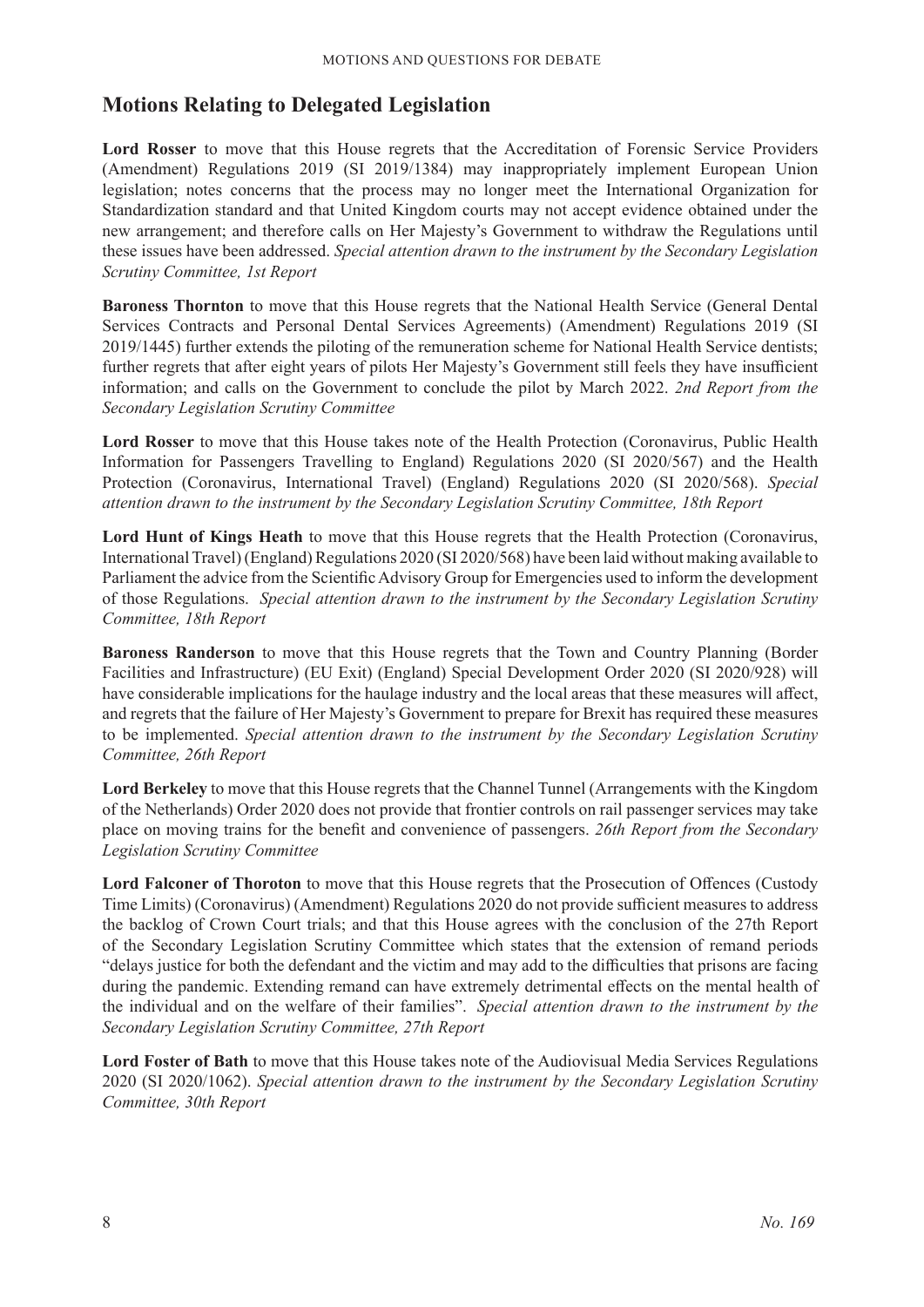## Motions Relating to Delegated Legislation

**Lord Rosser** to move that this House regrets that the Accreditation of Forensic Service Providers (Amendment) Regulations 2019 (SI 2019/1384) may inappropriately implement European Union legislation; notes concerns that the process may no longer meet the International Organization for Standardization standard and that United Kingdom courts may not accept evidence obtained under the new arrangement; and therefore calls on Her Majesty's Government to withdraw the Regulations until these issues have been addressed. *Special attention drawn to the instrument by the Secondary Legislation Scrutiny Committee, 1st Report*

**Baroness Thornton** to move that this House regrets that the National Health Service (General Dental Services Contracts and Personal Dental Services Agreements) (Amendment) Regulations 2019 (SI 2019/1445) further extends the piloting of the remuneration scheme for National Health Service dentists; further regrets that after eight years of pilots Her Majesty's Government still feels they have insufficient information; and calls on the Government to conclude the pilot by March 2022. *2nd Report from the Secondary Legislation Scrutiny Committee*

**Lord Rosser** to move that this House takes note of the Health Protection (Coronavirus, Public Health Information for Passengers Travelling to England) Regulations 2020 (SI 2020/567) and the Health Protection (Coronavirus, International Travel) (England) Regulations 2020 (SI 2020/568). *Special attention drawn to the instrument by the Secondary Legislation Scrutiny Committee, 18th Report*

**Lord Hunt of Kings Heath** to move that this House regrets that the Health Protection (Coronavirus, International Travel) (England) Regulations 2020 (SI 2020/568) have been laid without making available to Parliament the advice from the Scientific Advisory Group for Emergencies used to inform the development of those Regulations. *Special attention drawn to the instrument by the Secondary Legislation Scrutiny Committee, 18th Report*

**Baroness Randerson** to move that this House regrets that the Town and Country Planning (Border Facilities and Infrastructure) (EU Exit) (England) Special Development Order 2020 (SI 2020/928) will have considerable implications for the haulage industry and the local areas that these measures will affect, and regrets that the failure of Her Majesty's Government to prepare for Brexit has required these measures to be implemented. *Special attention drawn to the instrument by the Secondary Legislation Scrutiny Committee, 26th Report*

**Lord Berkeley** to move that this House regrets that the Channel Tunnel (Arrangements with the Kingdom of the Netherlands) Order 2020 does not provide that frontier controls on rail passenger services may take place on moving trains for the benefit and convenience of passengers. *26th Report from the Secondary Legislation Scrutiny Committee*

**Lord Falconer of Thoroton** to move that this House regrets that the Prosecution of Offences (Custody Time Limits) (Coronavirus) (Amendment) Regulations 2020 do not provide sufficient measures to address the backlog of Crown Court trials; and that this House agrees with the conclusion of the 27th Report of the Secondary Legislation Scrutiny Committee which states that the extension of remand periods "delays justice for both the defendant and the victim and may add to the difficulties that prisons are facing during the pandemic. Extending remand can have extremely detrimental effects on the mental health of the individual and on the welfare of their families". *Special attention drawn to the instrument by the Secondary Legislation Scrutiny Committee, 27th Report*

**Lord Foster of Bath** to move that this House takes note of the Audiovisual Media Services Regulations 2020 (SI 2020/1062). *Special attention drawn to the instrument by the Secondary Legislation Scrutiny Committee, 30th Report*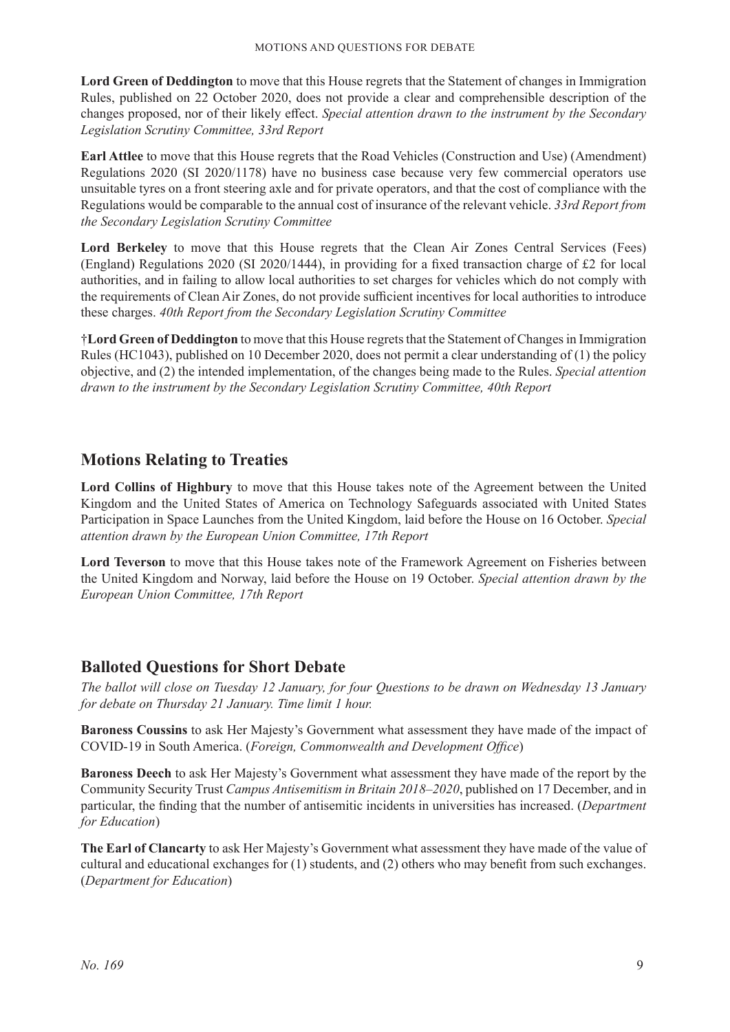**Lord Green of Deddington** to move that this House regrets that the Statement of changes in Immigration Rules, published on 22 October 2020, does not provide a clear and comprehensible description of the changes proposed, nor of their likely effect. *Special attention drawn to the instrument by the Secondary Legislation Scrutiny Committee, 33rd Report*

**Earl Attlee** to move that this House regrets that the Road Vehicles (Construction and Use) (Amendment) Regulations 2020 (SI 2020/1178) have no business case because very few commercial operators use unsuitable tyres on a front steering axle and for private operators, and that the cost of compliance with the Regulations would be comparable to the annual cost of insurance of the relevant vehicle. *33rd Report from the Secondary Legislation Scrutiny Committee*

**Lord Berkeley** to move that this House regrets that the Clean Air Zones Central Services (Fees) (England) Regulations 2020 (SI 2020/1444), in providing for a fixed transaction charge of £2 for local authorities, and in failing to allow local authorities to set charges for vehicles which do not comply with the requirements of Clean Air Zones, do not provide sufficient incentives for local authorities to introduce these charges. *40th Report from the Secondary Legislation Scrutiny Committee*

†**Lord Green of Deddington** to move that this House regrets that the Statement of Changes in Immigration Rules (HC1043), published on 10 December 2020, does not permit a clear understanding of (1) the policy objective, and (2) the intended implementation, of the changes being made to the Rules. *Special attention drawn to the instrument by the Secondary Legislation Scrutiny Committee, 40th Report*

## Motions Relating to Treaties

**Lord Collins of Highbury** to move that this House takes note of the Agreement between the United Kingdom and the United States of America on Technology Safeguards associated with United States Participation in Space Launches from the United Kingdom, laid before the House on 16 October. *Special attention drawn by the European Union Committee, 17th Report*

**Lord Teverson** to move that this House takes note of the Framework Agreement on Fisheries between the United Kingdom and Norway, laid before the House on 19 October. *Special attention drawn by the European Union Committee, 17th Report*

## Balloted Questions for Short Debate

*The ballot will close on Tuesday 12 January, for four Questions to be drawn on Wednesday 13 January for debate on Thursday 21 January. Time limit 1 hour.*

**Baroness Coussins** to ask Her Majesty's Government what assessment they have made of the impact of COVID-19 in South America. (*Foreign, Commonwealth and Development Office*)

**Baroness Deech** to ask Her Majesty's Government what assessment they have made of the report by the Community Security Trust *Campus Antisemitism in Britain 2018–2020*, published on 17 December, and in particular, the finding that the number of antisemitic incidents in universities has increased. (*Department for Education*)

**The Earl of Clancarty** to ask Her Majesty's Government what assessment they have made of the value of cultural and educational exchanges for (1) students, and (2) others who may benefit from such exchanges. (*Department for Education*)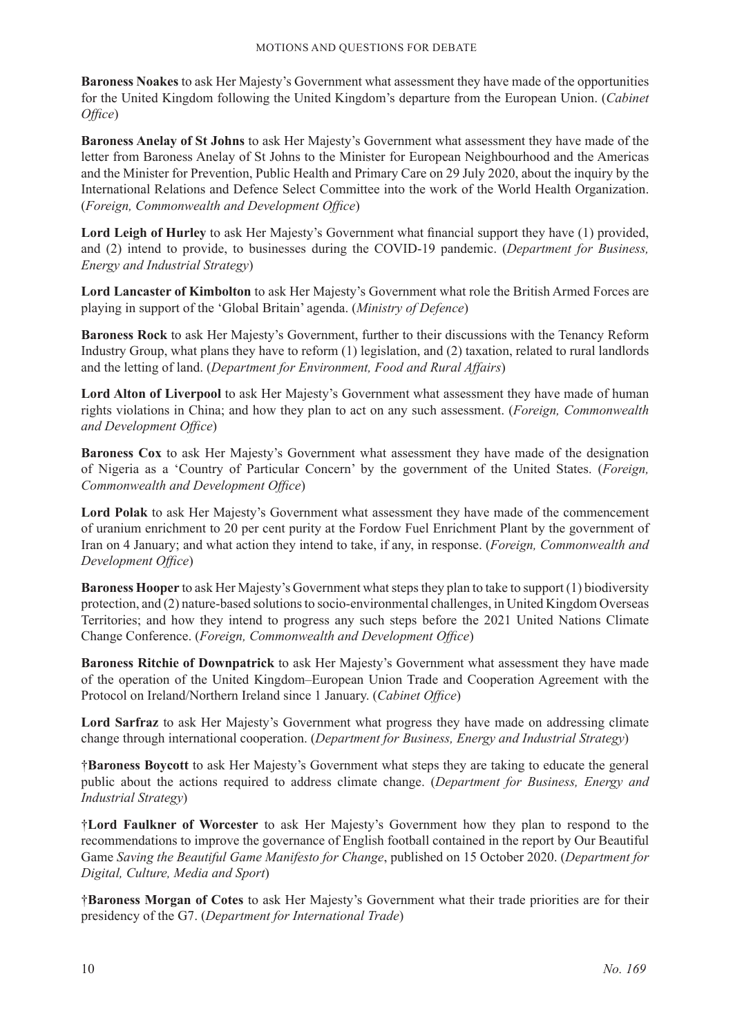**Baroness Noakes** to ask Her Majesty's Government what assessment they have made of the opportunities for the United Kingdom following the United Kingdom's departure from the European Union. (*Cabinet Office*)

**Baroness Anelay of St Johns** to ask Her Majesty's Government what assessment they have made of the letter from Baroness Anelay of St Johns to the Minister for European Neighbourhood and the Americas and the Minister for Prevention, Public Health and Primary Care on 29 July 2020, about the inquiry by the International Relations and Defence Select Committee into the work of the World Health Organization. (*Foreign, Commonwealth and Development Office*)

**Lord Leigh of Hurley** to ask Her Majesty's Government what financial support they have (1) provided, and (2) intend to provide, to businesses during the COVID-19 pandemic. (*Department for Business, Energy and Industrial Strategy*)

**Lord Lancaster of Kimbolton** to ask Her Majesty's Government what role the British Armed Forces are playing in support of the 'Global Britain' agenda. (*Ministry of Defence*)

**Baroness Rock** to ask Her Majesty's Government, further to their discussions with the Tenancy Reform Industry Group, what plans they have to reform (1) legislation, and (2) taxation, related to rural landlords and the letting of land. (*Department for Environment, Food and Rural Affairs*)

**Lord Alton of Liverpool** to ask Her Majesty's Government what assessment they have made of human rights violations in China; and how they plan to act on any such assessment. (*Foreign, Commonwealth and Development Office*)

**Baroness Cox** to ask Her Majesty's Government what assessment they have made of the designation of Nigeria as a 'Country of Particular Concern' by the government of the United States. (*Foreign, Commonwealth and Development Office*)

**Lord Polak** to ask Her Majesty's Government what assessment they have made of the commencement of uranium enrichment to 20 per cent purity at the Fordow Fuel Enrichment Plant by the government of Iran on 4 January; and what action they intend to take, if any, in response. (*Foreign, Commonwealth and Development Office*)

**Baroness Hooper** to ask Her Majesty's Government what steps they plan to take to support (1) biodiversity protection, and (2) nature-based solutions to socio-environmental challenges, in United Kingdom Overseas Territories; and how they intend to progress any such steps before the 2021 United Nations Climate Change Conference. (*Foreign, Commonwealth and Development Office*)

**Baroness Ritchie of Downpatrick** to ask Her Majesty's Government what assessment they have made of the operation of the United Kingdom–European Union Trade and Cooperation Agreement with the Protocol on Ireland/Northern Ireland since 1 January. (*Cabinet Office*)

**Lord Sarfraz** to ask Her Majesty's Government what progress they have made on addressing climate change through international cooperation. (*Department for Business, Energy and Industrial Strategy*)

†**Baroness Boycott** to ask Her Majesty's Government what steps they are taking to educate the general public about the actions required to address climate change. (*Department for Business, Energy and Industrial Strategy*)

†**Lord Faulkner of Worcester** to ask Her Majesty's Government how they plan to respond to the recommendations to improve the governance of English football contained in the report by Our Beautiful Game *Saving the Beautiful Game Manifesto for Change*, published on 15 October 2020. (*Department for Digital, Culture, Media and Sport*)

†**Baroness Morgan of Cotes** to ask Her Majesty's Government what their trade priorities are for their presidency of the G7. (*Department for International Trade*)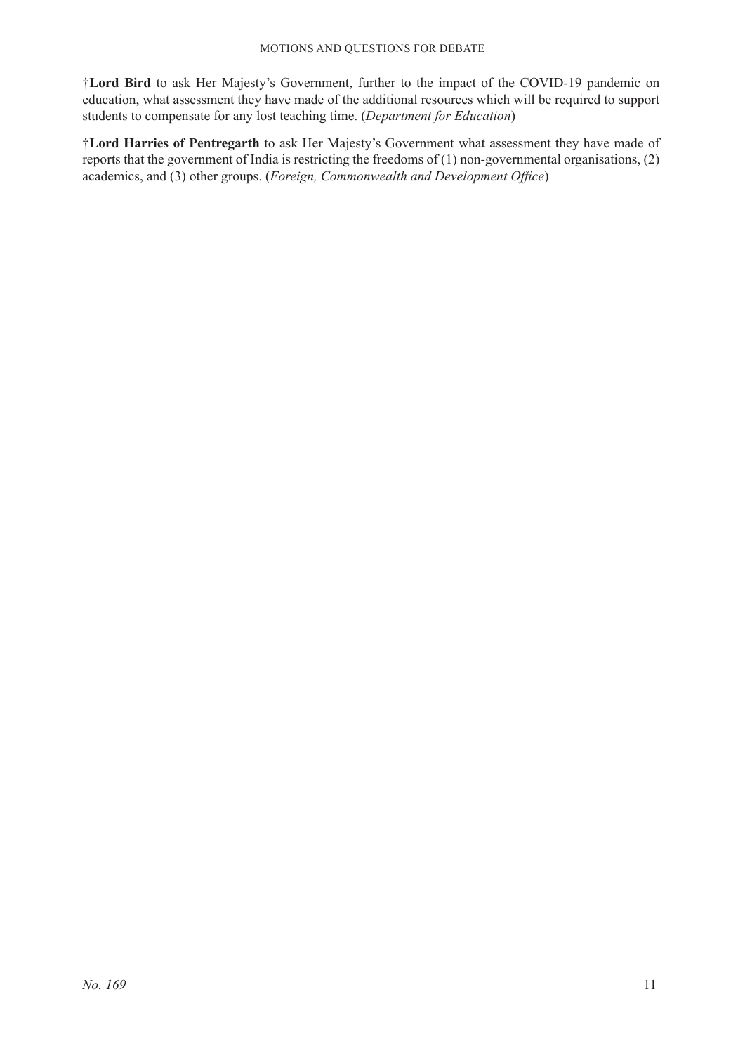†**Lord Bird** to ask Her Majesty's Government, further to the impact of the COVID-19 pandemic on education, what assessment they have made of the additional resources which will be required to support students to compensate for any lost teaching time. (*Department for Education*)

†**Lord Harries of Pentregarth** to ask Her Majesty's Government what assessment they have made of reports that the government of India is restricting the freedoms of (1) non-governmental organisations, (2) academics, and (3) other groups. (*Foreign, Commonwealth and Development Office*)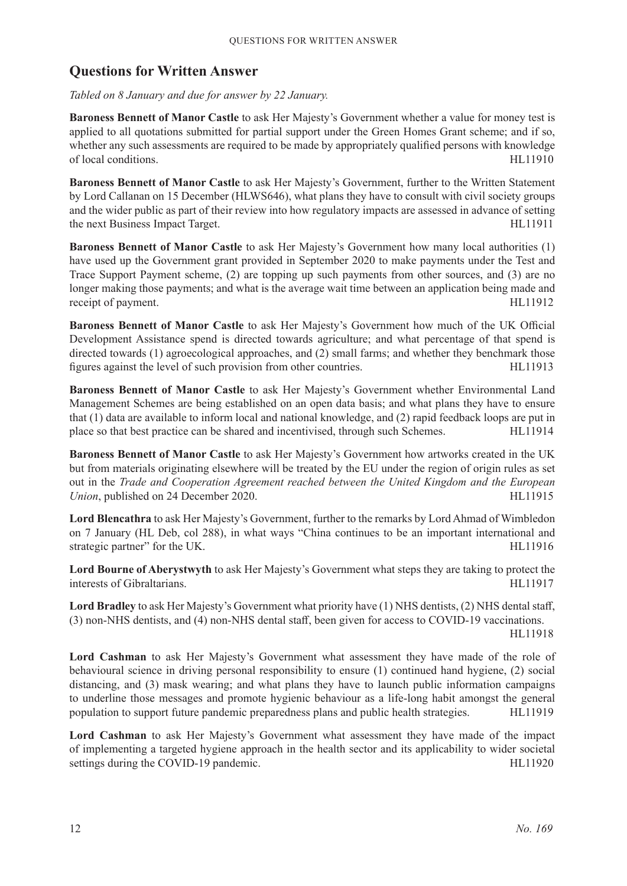## Questions for Written Answer

*Tabled on 8 January and due for answer by 22 January.*

**Baroness Bennett of Manor Castle** to ask Her Majesty's Government whether a value for money test is applied to all quotations submitted for partial support under the Green Homes Grant scheme; and if so, whether any such assessments are required to be made by appropriately qualified persons with knowledge of local conditions. HL11910

**Baroness Bennett of Manor Castle** to ask Her Majesty's Government, further to the Written Statement by Lord Callanan on 15 December (HLWS646), what plans they have to consult with civil society groups and the wider public as part of their review into how regulatory impacts are assessed in advance of setting the next Business Impact Target. HL11911

**Baroness Bennett of Manor Castle** to ask Her Majesty's Government how many local authorities (1) have used up the Government grant provided in September 2020 to make payments under the Test and Trace Support Payment scheme, (2) are topping up such payments from other sources, and (3) are no longer making those payments; and what is the average wait time between an application being made and receipt of payment. HL11912

**Baroness Bennett of Manor Castle** to ask Her Majesty's Government how much of the UK Official Development Assistance spend is directed towards agriculture; and what percentage of that spend is directed towards (1) agroecological approaches, and (2) small farms; and whether they benchmark those figures against the level of such provision from other countries. HL11913

**Baroness Bennett of Manor Castle** to ask Her Majesty's Government whether Environmental Land Management Schemes are being established on an open data basis; and what plans they have to ensure that (1) data are available to inform local and national knowledge, and (2) rapid feedback loops are put in place so that best practice can be shared and incentivised, through such Schemes. HL11914

**Baroness Bennett of Manor Castle** to ask Her Majesty's Government how artworks created in the UK but from materials originating elsewhere will be treated by the EU under the region of origin rules as set out in the *Trade and Cooperation Agreement reached between the United Kingdom and the European Union*, published on 24 December 2020. HL11915

**Lord Blencathra** to ask Her Majesty's Government, further to the remarks by Lord Ahmad of Wimbledon on 7 January (HL Deb, col 288), in what ways "China continues to be an important international and strategic partner" for the UK. HL11916

**Lord Bourne of Aberystwyth** to ask Her Majesty's Government what steps they are taking to protect the interests of Gibraltarians. HL11917

**Lord Bradley** to ask Her Majesty's Government what priority have (1) NHS dentists, (2) NHS dental staff, (3) non-NHS dentists, and (4) non-NHS dental staff, been given for access to COVID-19 vaccinations. HL11918

**Lord Cashman** to ask Her Majesty's Government what assessment they have made of the role of behavioural science in driving personal responsibility to ensure (1) continued hand hygiene, (2) social distancing, and (3) mask wearing; and what plans they have to launch public information campaigns to underline those messages and promote hygienic behaviour as a life-long habit amongst the general population to support future pandemic preparedness plans and public health strategies. HL11919

**Lord Cashman** to ask Her Majesty's Government what assessment they have made of the impact of implementing a targeted hygiene approach in the health sector and its applicability to wider societal settings during the COVID-19 pandemic. HL11920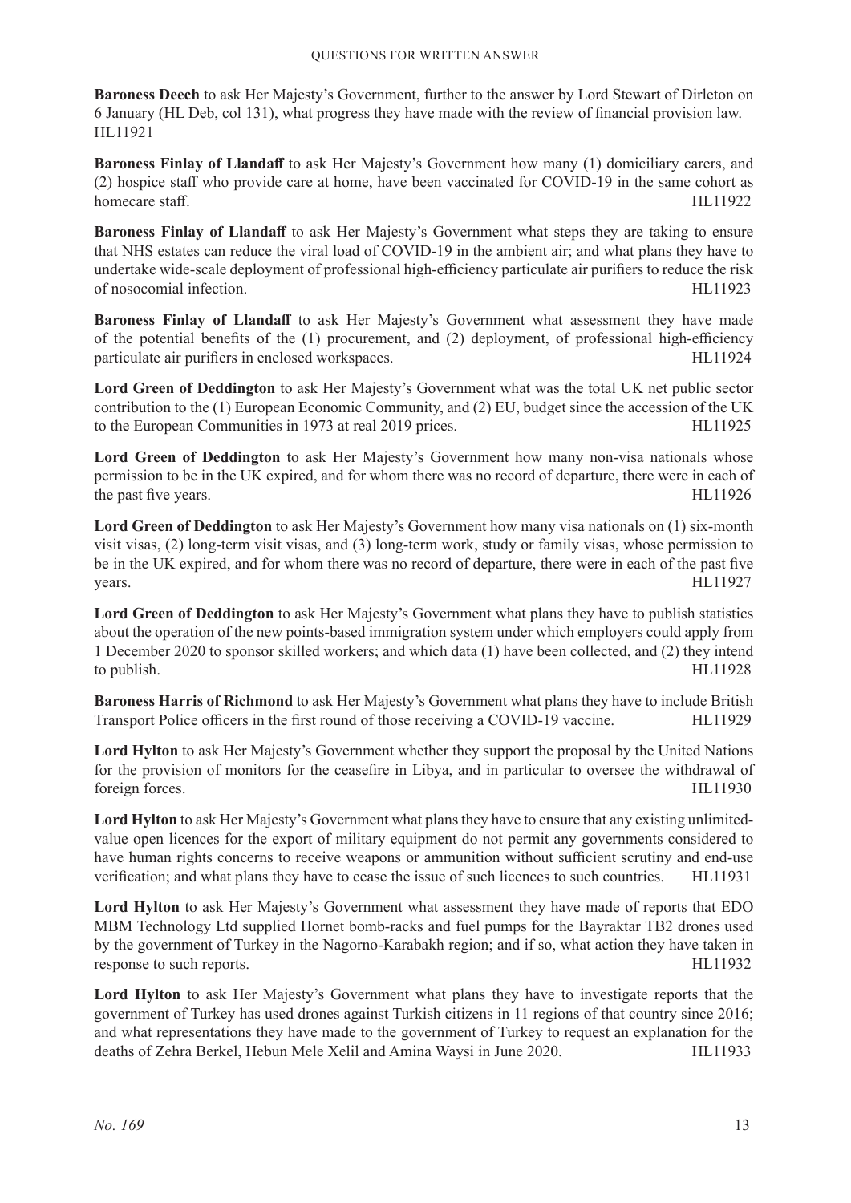**Baroness Deech** to ask Her Majesty's Government, further to the answer by Lord Stewart of Dirleton on 6 January (HL Deb, col 131), what progress they have made with the review of financial provision law. HL11921

**Baroness Finlay of Llandaff** to ask Her Majesty's Government how many (1) domiciliary carers, and (2) hospice staff who provide care at home, have been vaccinated for COVID-19 in the same cohort as homecare staff. HL11922

**Baroness Finlay of Llandaff** to ask Her Majesty's Government what steps they are taking to ensure that NHS estates can reduce the viral load of COVID-19 in the ambient air; and what plans they have to undertake wide-scale deployment of professional high-efficiency particulate air purifiers to reduce the risk of nosocomial infection. HL11923

**Baroness Finlay of Llandaff** to ask Her Majesty's Government what assessment they have made of the potential benefits of the (1) procurement, and (2) deployment, of professional high-efficiency particulate air purifiers in enclosed workspaces. HL11924

**Lord Green of Deddington** to ask Her Majesty's Government what was the total UK net public sector contribution to the (1) European Economic Community, and (2) EU, budget since the accession of the UK to the European Communities in 1973 at real 2019 prices. HL11925

**Lord Green of Deddington** to ask Her Majesty's Government how many non-visa nationals whose permission to be in the UK expired, and for whom there was no record of departure, there were in each of the past five years. HL11926

**Lord Green of Deddington** to ask Her Majesty's Government how many visa nationals on (1) six-month visit visas, (2) long-term visit visas, and (3) long-term work, study or family visas, whose permission to be in the UK expired, and for whom there was no record of departure, there were in each of the past five years. HL11927

**Lord Green of Deddington** to ask Her Majesty's Government what plans they have to publish statistics about the operation of the new points-based immigration system under which employers could apply from 1 December 2020 to sponsor skilled workers; and which data (1) have been collected, and (2) they intend to publish. HL11928

**Baroness Harris of Richmond** to ask Her Majesty's Government what plans they have to include British Transport Police officers in the first round of those receiving a COVID-19 vaccine. HL11929

**Lord Hylton** to ask Her Majesty's Government whether they support the proposal by the United Nations for the provision of monitors for the ceasefire in Libya, and in particular to oversee the withdrawal of foreign forces. HL11930

**Lord Hylton** to ask Her Majesty's Government what plans they have to ensure that any existing unlimited-value open licences for the export of military equipment do not permit any governments considered to have human rights concerns to receive weapons or ammunition without sufficient scrutiny and end-use verification; and what plans they have to cease the issue of such licences to such countries. HL11931

**Lord Hylton** to ask Her Majesty's Government what assessment they have made of reports that EDO MBM Technology Ltd supplied Hornet bomb-racks and fuel pumps for the Bayraktar TB2 drones used by the government of Turkey in the Nagorno-Karabakh region; and if so, what action they have taken in response to such reports. HL11932

**Lord Hylton** to ask Her Majesty's Government what plans they have to investigate reports that the government of Turkey has used drones against Turkish citizens in 11 regions of that country since 2016; and what representations they have made to the government of Turkey to request an explanation for the deaths of Zehra Berkel, Hebun Mele Xelil and Amina Waysi in June 2020. HL11933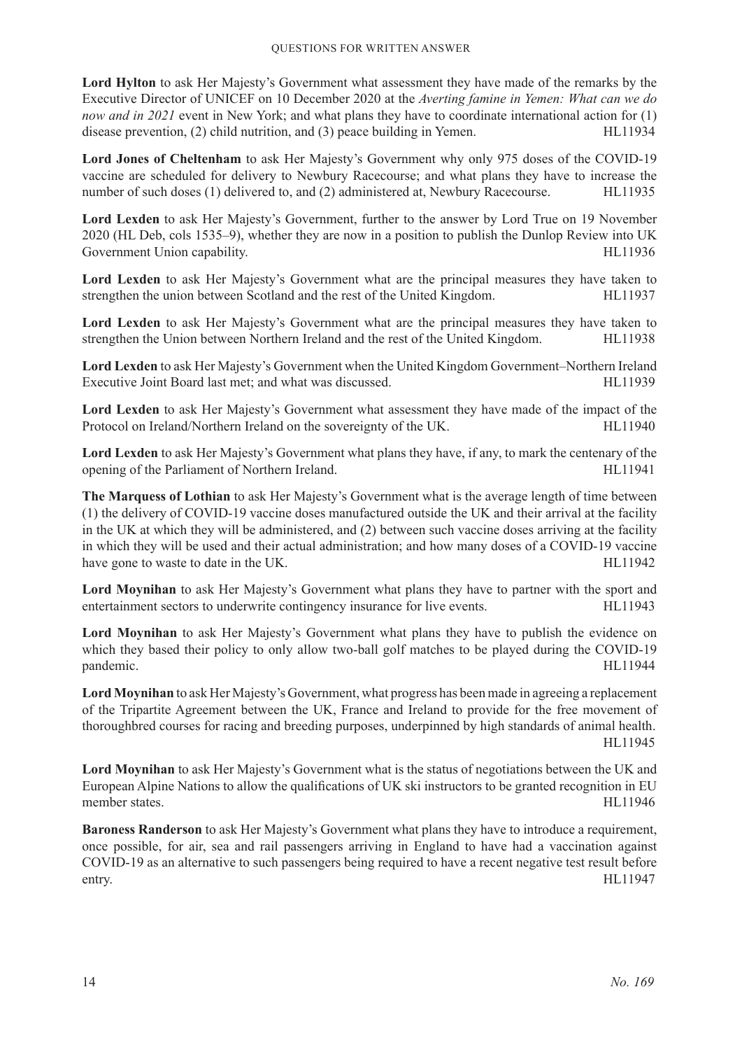**Lord Hylton** to ask Her Majesty's Government what assessment they have made of the remarks by the Executive Director of UNICEF on 10 December 2020 at the *Averting famine in Yemen: What can we do now and in 2021* event in New York; and what plans they have to coordinate international action for (1) disease prevention, (2) child nutrition, and (3) peace building in Yemen. HL11934

**Lord Jones of Cheltenham** to ask Her Majesty's Government why only 975 doses of the COVID-19 vaccine are scheduled for delivery to Newbury Racecourse; and what plans they have to increase the number of such doses (1) delivered to, and (2) administered at, Newbury Racecourse. HL11935

**Lord Lexden** to ask Her Majesty's Government, further to the answer by Lord True on 19 November 2020 (HL Deb, cols 1535–9), whether they are now in a position to publish the Dunlop Review into UK Government Union capability. HL11936

**Lord Lexden** to ask Her Majesty's Government what are the principal measures they have taken to strengthen the union between Scotland and the rest of the United Kingdom. HL11937

**Lord Lexden** to ask Her Majesty's Government what are the principal measures they have taken to strengthen the Union between Northern Ireland and the rest of the United Kingdom. HL11938

**Lord Lexden** to ask Her Majesty's Government when the United Kingdom Government–Northern Ireland Executive Joint Board last met; and what was discussed. HL11939

**Lord Lexden** to ask Her Majesty's Government what assessment they have made of the impact of the Protocol on Ireland/Northern Ireland on the sovereignty of the UK. HL11940

**Lord Lexden** to ask Her Majesty's Government what plans they have, if any, to mark the centenary of the opening of the Parliament of Northern Ireland. HL11941

**The Marquess of Lothian** to ask Her Majesty's Government what is the average length of time between (1) the delivery of COVID-19 vaccine doses manufactured outside the UK and their arrival at the facility in the UK at which they will be administered, and (2) between such vaccine doses arriving at the facility in which they will be used and their actual administration; and how many doses of a COVID-19 vaccine have gone to waste to date in the UK. HL11942

**Lord Moynihan** to ask Her Majesty's Government what plans they have to partner with the sport and entertainment sectors to underwrite contingency insurance for live events. HL11943

**Lord Moynihan** to ask Her Majesty's Government what plans they have to publish the evidence on which they based their policy to only allow two-ball golf matches to be played during the COVID-19 pandemic. HL11944

**Lord Moynihan** to ask Her Majesty's Government, what progress has been made in agreeing a replacement of the Tripartite Agreement between the UK, France and Ireland to provide for the free movement of thoroughbred courses for racing and breeding purposes, underpinned by high standards of animal health. HL11945

**Lord Moynihan** to ask Her Majesty's Government what is the status of negotiations between the UK and European Alpine Nations to allow the qualifications of UK ski instructors to be granted recognition in EU member states. HL11946

**Baroness Randerson** to ask Her Majesty's Government what plans they have to introduce a requirement, once possible, for air, sea and rail passengers arriving in England to have had a vaccination against COVID-19 as an alternative to such passengers being required to have a recent negative test result before entry. HL11947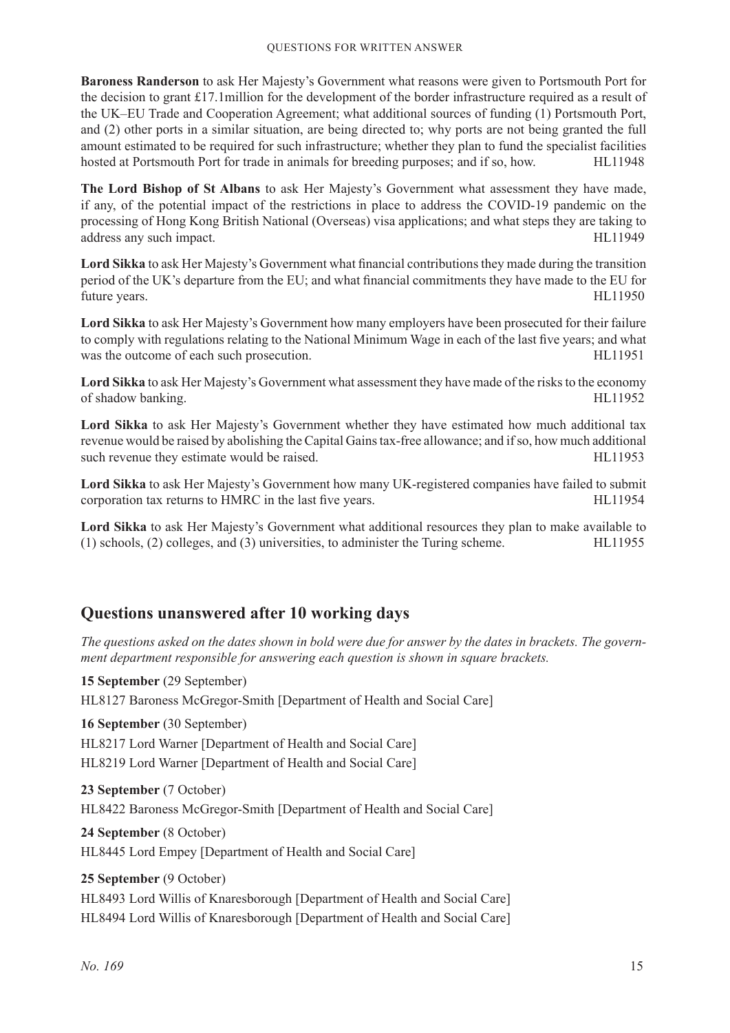**Baroness Randerson** to ask Her Majesty's Government what reasons were given to Portsmouth Port for the decision to grant £17.1million for the development of the border infrastructure required as a result of the UK–EU Trade and Cooperation Agreement; what additional sources of funding (1) Portsmouth Port, and (2) other ports in a similar situation, are being directed to; why ports are not being granted the full amount estimated to be required for such infrastructure; whether they plan to fund the specialist facilities hosted at Portsmouth Port for trade in animals for breeding purposes; and if so, how. HL11948

**The Lord Bishop of St Albans** to ask Her Majesty's Government what assessment they have made, if any, of the potential impact of the restrictions in place to address the COVID-19 pandemic on the processing of Hong Kong British National (Overseas) visa applications; and what steps they are taking to address any such impact. HL11949

**Lord Sikka** to ask Her Majesty's Government what financial contributions they made during the transition period of the UK's departure from the EU; and what financial commitments they have made to the EU for future years. HL11950

**Lord Sikka** to ask Her Majesty's Government how many employers have been prosecuted for their failure to comply with regulations relating to the National Minimum Wage in each of the last five years; and what was the outcome of each such prosecution. HL11951

**Lord Sikka** to ask Her Majesty's Government what assessment they have made of the risks to the economy of shadow banking. HL11952

**Lord Sikka** to ask Her Majesty's Government whether they have estimated how much additional tax revenue would be raised by abolishing the Capital Gains tax-free allowance; and if so, how much additional such revenue they estimate would be raised. HL11953

**Lord Sikka** to ask Her Majesty's Government how many UK-registered companies have failed to submit corporation tax returns to HMRC in the last five years. HL11954

**Lord Sikka** to ask Her Majesty's Government what additional resources they plan to make available to (1) schools, (2) colleges, and (3) universities, to administer the Turing scheme. HL11955

## Questions unanswered after 10 working days

*The questions asked on the dates shown in bold were due for answer by the dates in brackets. The government department responsible for answering each question is shown in square brackets.*

**15 September** (29 September)

HL8127 Baroness McGregor-Smith [Department of Health and Social Care]

**16 September** (30 September)

HL8217 Lord Warner [Department of Health and Social Care]

HL8219 Lord Warner [Department of Health and Social Care]

**23 September** (7 October)

HL8422 Baroness McGregor-Smith [Department of Health and Social Care]

**24 September** (8 October)

HL8445 Lord Empey [Department of Health and Social Care]

**25 September** (9 October)

HL8493 Lord Willis of Knaresborough [Department of Health and Social Care]

HL8494 Lord Willis of Knaresborough [Department of Health and Social Care]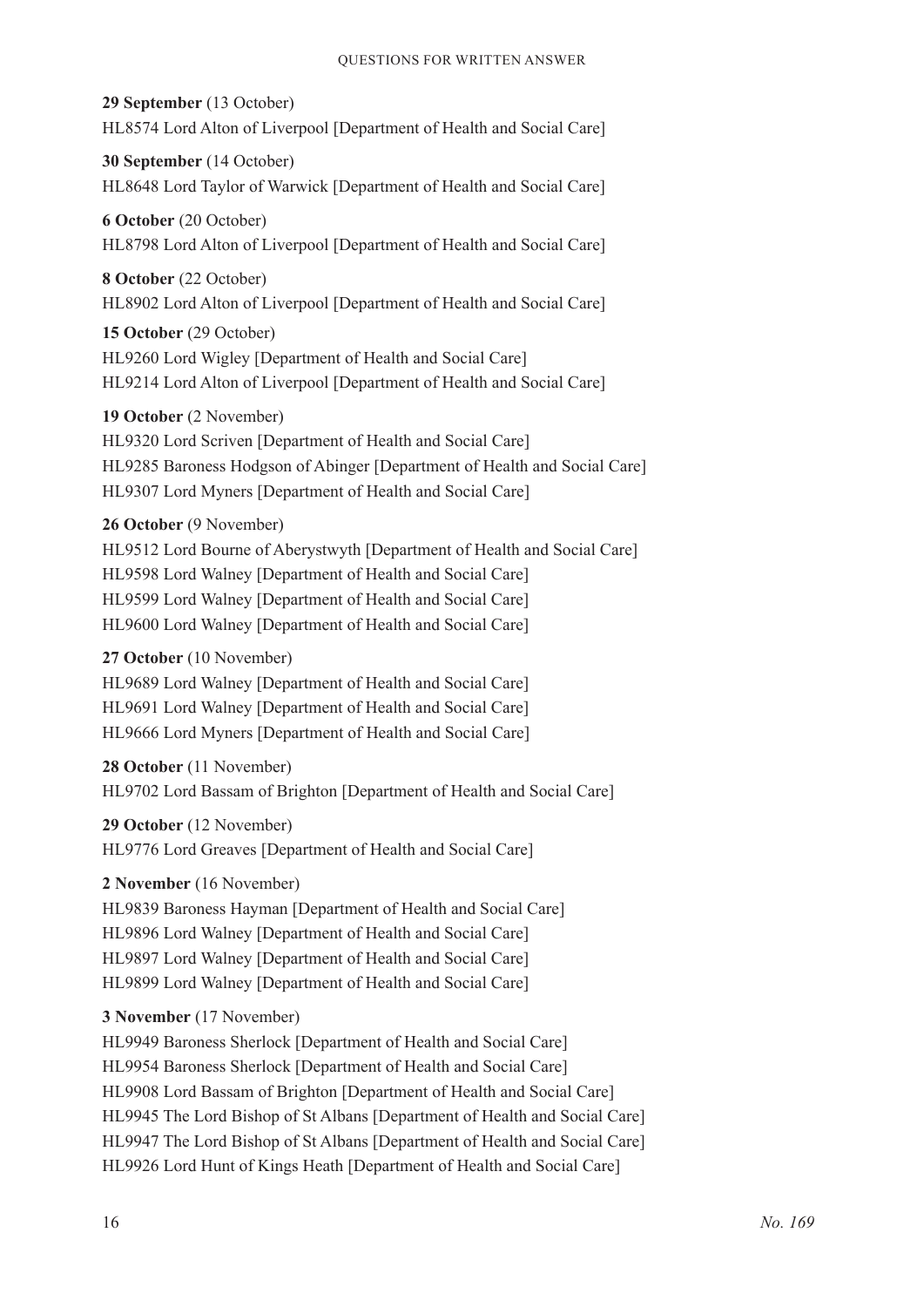**29 September** (13 October)
HL8574 Lord Alton of Liverpool [Department of Health and Social Care]

**30 September** (14 October)
HL8648 Lord Taylor of Warwick [Department of Health and Social Care]

**6 October** (20 October)
HL8798 Lord Alton of Liverpool [Department of Health and Social Care]

**8 October** (22 October)
HL8902 Lord Alton of Liverpool [Department of Health and Social Care]

**15 October** (29 October)
HL9260 Lord Wigley [Department of Health and Social Care]
HL9214 Lord Alton of Liverpool [Department of Health and Social Care]

**19 October** (2 November)
HL9320 Lord Scriven [Department of Health and Social Care]
HL9285 Baroness Hodgson of Abinger [Department of Health and Social Care]
HL9307 Lord Myners [Department of Health and Social Care]

**26 October** (9 November)
HL9512 Lord Bourne of Aberystwyth [Department of Health and Social Care]
HL9598 Lord Walney [Department of Health and Social Care]
HL9599 Lord Walney [Department of Health and Social Care]
HL9600 Lord Walney [Department of Health and Social Care]

**27 October** (10 November)
HL9689 Lord Walney [Department of Health and Social Care]
HL9691 Lord Walney [Department of Health and Social Care]
HL9666 Lord Myners [Department of Health and Social Care]

**28 October** (11 November)
HL9702 Lord Bassam of Brighton [Department of Health and Social Care]

**29 October** (12 November)
HL9776 Lord Greaves [Department of Health and Social Care]

**2 November** (16 November)
HL9839 Baroness Hayman [Department of Health and Social Care]
HL9896 Lord Walney [Department of Health and Social Care]
HL9897 Lord Walney [Department of Health and Social Care]
HL9899 Lord Walney [Department of Health and Social Care]

**3 November** (17 November)
HL9949 Baroness Sherlock [Department of Health and Social Care]
HL9954 Baroness Sherlock [Department of Health and Social Care]
HL9908 Lord Bassam of Brighton [Department of Health and Social Care]
HL9945 The Lord Bishop of St Albans [Department of Health and Social Care]
HL9947 The Lord Bishop of St Albans [Department of Health and Social Care]
HL9926 Lord Hunt of Kings Heath [Department of Health and Social Care]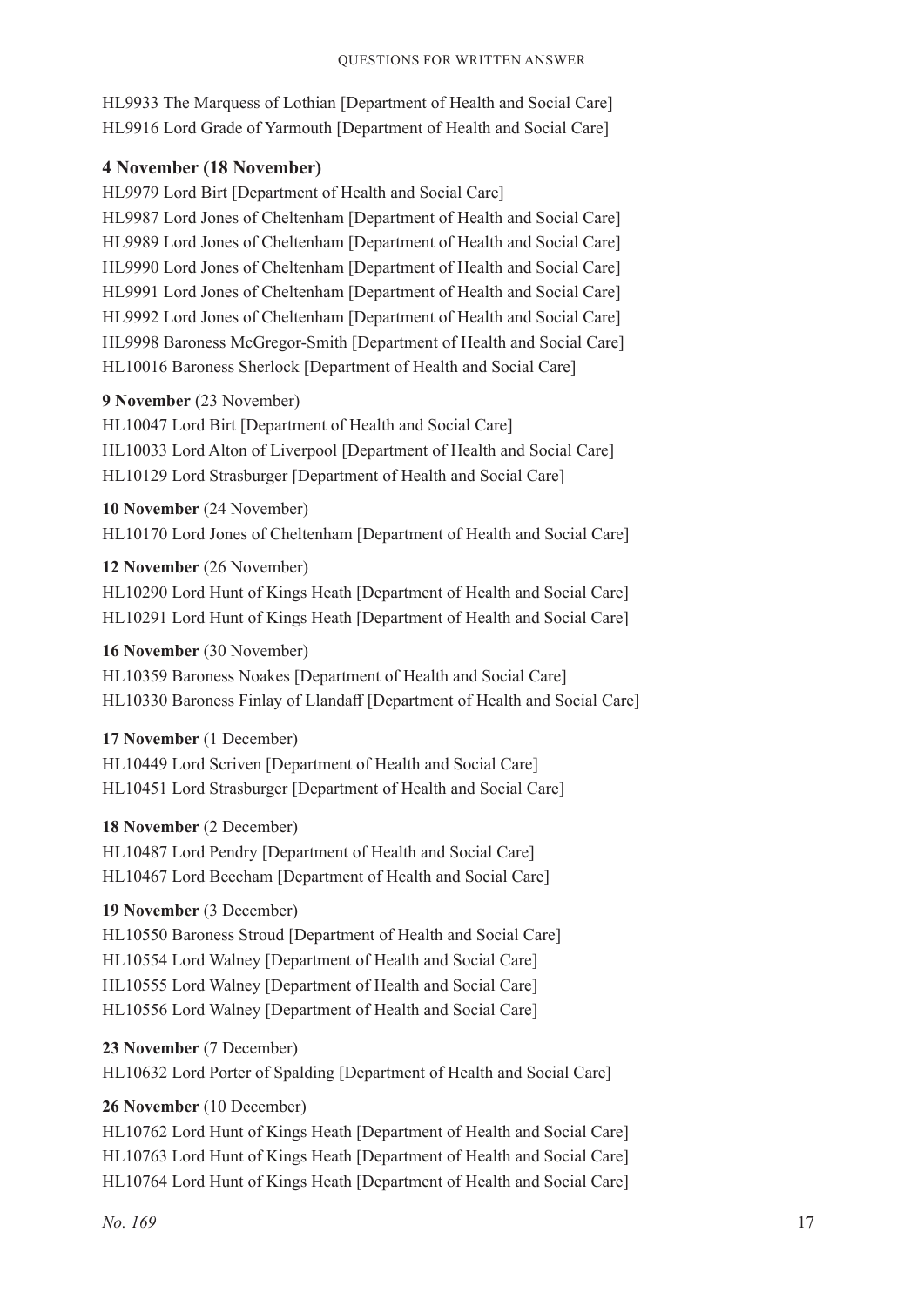HL9933 The Marquess of Lothian [Department of Health and Social Care]
HL9916 Lord Grade of Yarmouth [Department of Health and Social Care]

### 4 November (18 November)

HL9979 Lord Birt [Department of Health and Social Care]
HL9987 Lord Jones of Cheltenham [Department of Health and Social Care]
HL9989 Lord Jones of Cheltenham [Department of Health and Social Care]
HL9990 Lord Jones of Cheltenham [Department of Health and Social Care]
HL9991 Lord Jones of Cheltenham [Department of Health and Social Care]
HL9992 Lord Jones of Cheltenham [Department of Health and Social Care]
HL9998 Baroness McGregor-Smith [Department of Health and Social Care]
HL10016 Baroness Sherlock [Department of Health and Social Care]

**9 November** (23 November)
HL10047 Lord Birt [Department of Health and Social Care]
HL10033 Lord Alton of Liverpool [Department of Health and Social Care]
HL10129 Lord Strasburger [Department of Health and Social Care]

**10 November** (24 November)
HL10170 Lord Jones of Cheltenham [Department of Health and Social Care]

**12 November** (26 November)
HL10290 Lord Hunt of Kings Heath [Department of Health and Social Care]
HL10291 Lord Hunt of Kings Heath [Department of Health and Social Care]

**16 November** (30 November)
HL10359 Baroness Noakes [Department of Health and Social Care]
HL10330 Baroness Finlay of Llandaff [Department of Health and Social Care]

**17 November** (1 December)
HL10449 Lord Scriven [Department of Health and Social Care]
HL10451 Lord Strasburger [Department of Health and Social Care]

**18 November** (2 December)
HL10487 Lord Pendry [Department of Health and Social Care]
HL10467 Lord Beecham [Department of Health and Social Care]

**19 November** (3 December)
HL10550 Baroness Stroud [Department of Health and Social Care]
HL10554 Lord Walney [Department of Health and Social Care]
HL10555 Lord Walney [Department of Health and Social Care]
HL10556 Lord Walney [Department of Health and Social Care]

**23 November** (7 December)
HL10632 Lord Porter of Spalding [Department of Health and Social Care]

**26 November** (10 December)
HL10762 Lord Hunt of Kings Heath [Department of Health and Social Care]
HL10763 Lord Hunt of Kings Heath [Department of Health and Social Care]
HL10764 Lord Hunt of Kings Heath [Department of Health and Social Care]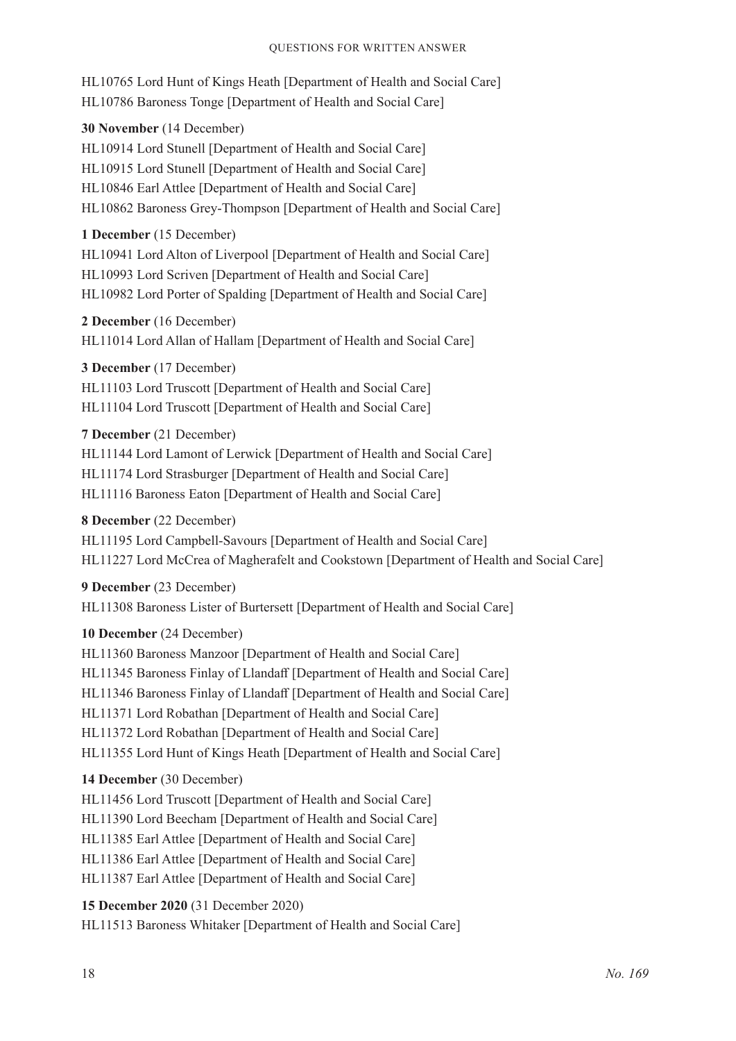HL10765 Lord Hunt of Kings Heath [Department of Health and Social Care]
HL10786 Baroness Tonge [Department of Health and Social Care]

**30 November** (14 December)
HL10914 Lord Stunell [Department of Health and Social Care]
HL10915 Lord Stunell [Department of Health and Social Care]
HL10846 Earl Attlee [Department of Health and Social Care]
HL10862 Baroness Grey-Thompson [Department of Health and Social Care]

**1 December** (15 December)
HL10941 Lord Alton of Liverpool [Department of Health and Social Care]
HL10993 Lord Scriven [Department of Health and Social Care]
HL10982 Lord Porter of Spalding [Department of Health and Social Care]

**2 December** (16 December)
HL11014 Lord Allan of Hallam [Department of Health and Social Care]

**3 December** (17 December)
HL11103 Lord Truscott [Department of Health and Social Care]
HL11104 Lord Truscott [Department of Health and Social Care]

**7 December** (21 December)
HL11144 Lord Lamont of Lerwick [Department of Health and Social Care]
HL11174 Lord Strasburger [Department of Health and Social Care]
HL11116 Baroness Eaton [Department of Health and Social Care]

**8 December** (22 December)
HL11195 Lord Campbell-Savours [Department of Health and Social Care]
HL11227 Lord McCrea of Magherafelt and Cookstown [Department of Health and Social Care]

**9 December** (23 December)
HL11308 Baroness Lister of Burtersett [Department of Health and Social Care]

**10 December** (24 December)
HL11360 Baroness Manzoor [Department of Health and Social Care]
HL11345 Baroness Finlay of Llandaff [Department of Health and Social Care]
HL11346 Baroness Finlay of Llandaff [Department of Health and Social Care]
HL11371 Lord Robathan [Department of Health and Social Care]
HL11372 Lord Robathan [Department of Health and Social Care]
HL11355 Lord Hunt of Kings Heath [Department of Health and Social Care]

**14 December** (30 December)
HL11456 Lord Truscott [Department of Health and Social Care]
HL11390 Lord Beecham [Department of Health and Social Care]
HL11385 Earl Attlee [Department of Health and Social Care]
HL11386 Earl Attlee [Department of Health and Social Care]
HL11387 Earl Attlee [Department of Health and Social Care]

**15 December 2020** (31 December 2020)
HL11513 Baroness Whitaker [Department of Health and Social Care]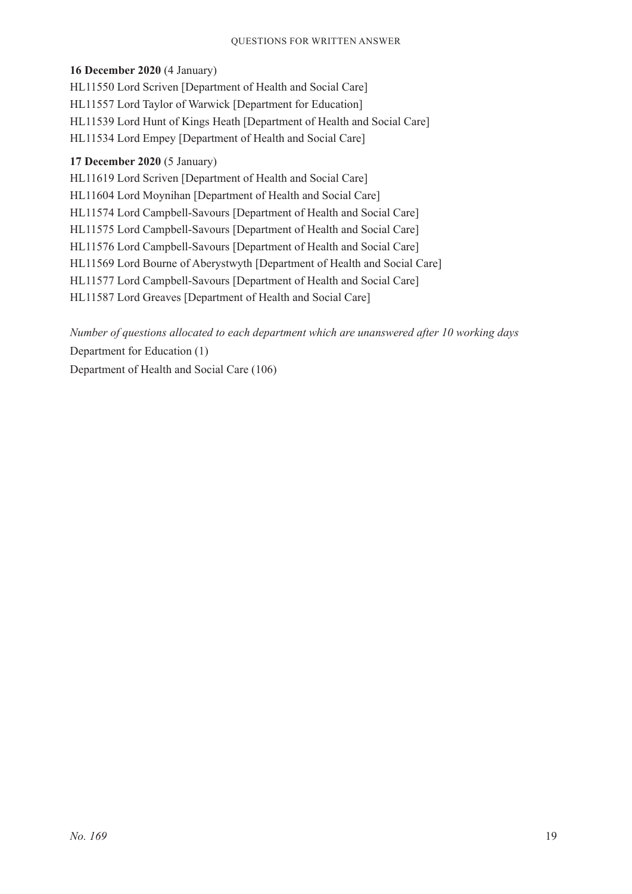**16 December 2020** (4 January)

HL11550 Lord Scriven [Department of Health and Social Care]

HL11557 Lord Taylor of Warwick [Department for Education]

HL11539 Lord Hunt of Kings Heath [Department of Health and Social Care]

HL11534 Lord Empey [Department of Health and Social Care]

**17 December 2020** (5 January)

HL11619 Lord Scriven [Department of Health and Social Care]

HL11604 Lord Moynihan [Department of Health and Social Care]

HL11574 Lord Campbell-Savours [Department of Health and Social Care]

HL11575 Lord Campbell-Savours [Department of Health and Social Care]

HL11576 Lord Campbell-Savours [Department of Health and Social Care]

HL11569 Lord Bourne of Aberystwyth [Department of Health and Social Care]

HL11577 Lord Campbell-Savours [Department of Health and Social Care]

HL11587 Lord Greaves [Department of Health and Social Care]

*Number of questions allocated to each department which are unanswered after 10 working days*

Department for Education (1)

Department of Health and Social Care (106)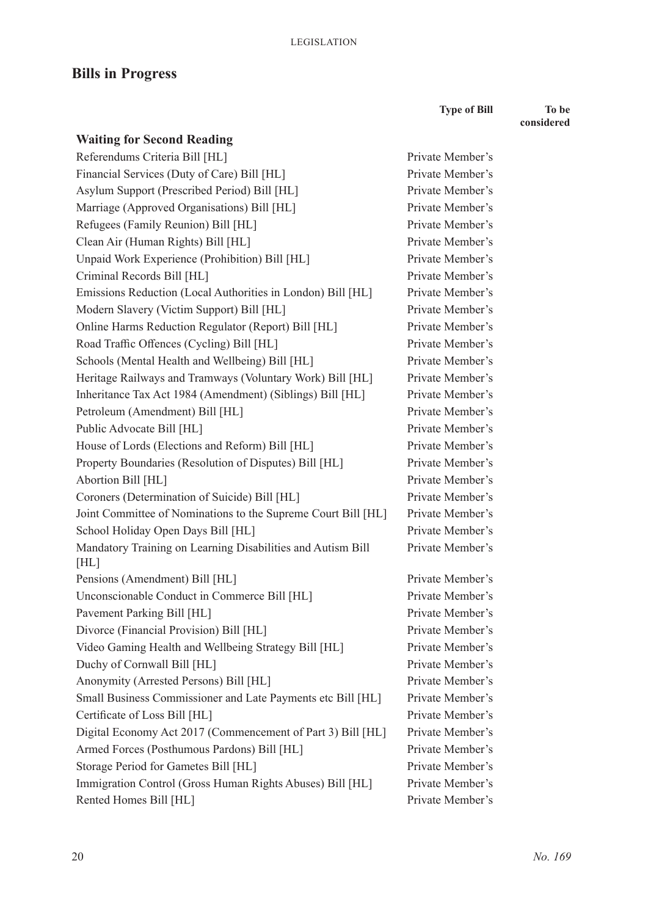## Bills in Progress

| | Type of Bill | To be considered |
|---|---|---|
| **Waiting for Second Reading** | | |
| Referendums Criteria Bill [HL] | Private Member's | |
| Financial Services (Duty of Care) Bill [HL] | Private Member's | |
| Asylum Support (Prescribed Period) Bill [HL] | Private Member's | |
| Marriage (Approved Organisations) Bill [HL] | Private Member's | |
| Refugees (Family Reunion) Bill [HL] | Private Member's | |
| Clean Air (Human Rights) Bill [HL] | Private Member's | |
| Unpaid Work Experience (Prohibition) Bill [HL] | Private Member's | |
| Criminal Records Bill [HL] | Private Member's | |
| Emissions Reduction (Local Authorities in London) Bill [HL] | Private Member's | |
| Modern Slavery (Victim Support) Bill [HL] | Private Member's | |
| Online Harms Reduction Regulator (Report) Bill [HL] | Private Member's | |
| Road Traffic Offences (Cycling) Bill [HL] | Private Member's | |
| Schools (Mental Health and Wellbeing) Bill [HL] | Private Member's | |
| Heritage Railways and Tramways (Voluntary Work) Bill [HL] | Private Member's | |
| Inheritance Tax Act 1984 (Amendment) (Siblings) Bill [HL] | Private Member's | |
| Petroleum (Amendment) Bill [HL] | Private Member's | |
| Public Advocate Bill [HL] | Private Member's | |
| House of Lords (Elections and Reform) Bill [HL] | Private Member's | |
| Property Boundaries (Resolution of Disputes) Bill [HL] | Private Member's | |
| Abortion Bill [HL] | Private Member's | |
| Coroners (Determination of Suicide) Bill [HL] | Private Member's | |
| Joint Committee of Nominations to the Supreme Court Bill [HL] | Private Member's | |
| School Holiday Open Days Bill [HL] | Private Member's | |
| Mandatory Training on Learning Disabilities and Autism Bill [HL] | Private Member's | |
| Pensions (Amendment) Bill [HL] | Private Member's | |
| Unconscionable Conduct in Commerce Bill [HL] | Private Member's | |
| Pavement Parking Bill [HL] | Private Member's | |
| Divorce (Financial Provision) Bill [HL] | Private Member's | |
| Video Gaming Health and Wellbeing Strategy Bill [HL] | Private Member's | |
| Duchy of Cornwall Bill [HL] | Private Member's | |
| Anonymity (Arrested Persons) Bill [HL] | Private Member's | |
| Small Business Commissioner and Late Payments etc Bill [HL] | Private Member's | |
| Certificate of Loss Bill [HL] | Private Member's | |
| Digital Economy Act 2017 (Commencement of Part 3) Bill [HL] | Private Member's | |
| Armed Forces (Posthumous Pardons) Bill [HL] | Private Member's | |
| Storage Period for Gametes Bill [HL] | Private Member's | |
| Immigration Control (Gross Human Rights Abuses) Bill [HL] | Private Member's | |
| Rented Homes Bill [HL] | Private Member's | |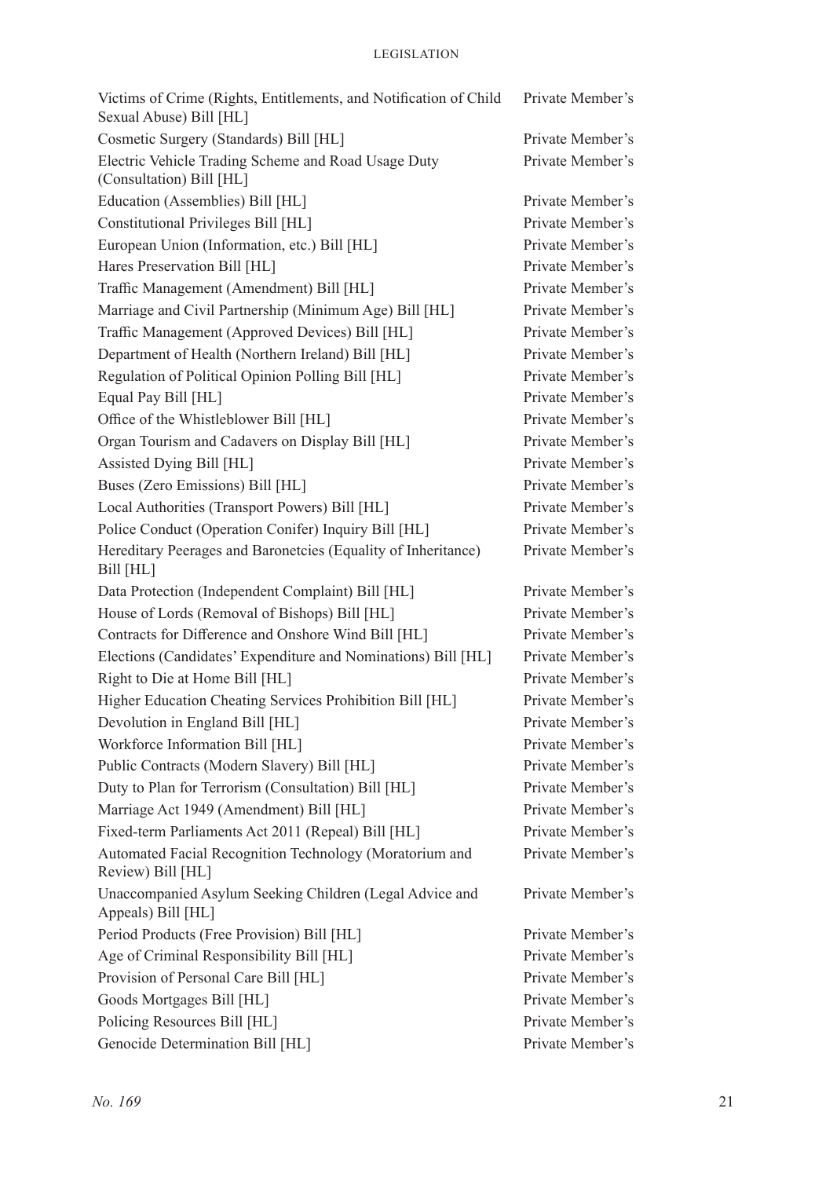| | |
|---|---|
| Victims of Crime (Rights, Entitlements, and Notification of Child Sexual Abuse) Bill [HL] | Private Member's |
| Cosmetic Surgery (Standards) Bill [HL] | Private Member's |
| Electric Vehicle Trading Scheme and Road Usage Duty (Consultation) Bill [HL] | Private Member's |
| Education (Assemblies) Bill [HL] | Private Member's |
| Constitutional Privileges Bill [HL] | Private Member's |
| European Union (Information, etc.) Bill [HL] | Private Member's |
| Hares Preservation Bill [HL] | Private Member's |
| Traffic Management (Amendment) Bill [HL] | Private Member's |
| Marriage and Civil Partnership (Minimum Age) Bill [HL] | Private Member's |
| Traffic Management (Approved Devices) Bill [HL] | Private Member's |
| Department of Health (Northern Ireland) Bill [HL] | Private Member's |
| Regulation of Political Opinion Polling Bill [HL] | Private Member's |
| Equal Pay Bill [HL] | Private Member's |
| Office of the Whistleblower Bill [HL] | Private Member's |
| Organ Tourism and Cadavers on Display Bill [HL] | Private Member's |
| Assisted Dying Bill [HL] | Private Member's |
| Buses (Zero Emissions) Bill [HL] | Private Member's |
| Local Authorities (Transport Powers) Bill [HL] | Private Member's |
| Police Conduct (Operation Conifer) Inquiry Bill [HL] | Private Member's |
| Hereditary Peerages and Baronetcies (Equality of Inheritance) Bill [HL] | Private Member's |
| Data Protection (Independent Complaint) Bill [HL] | Private Member's |
| House of Lords (Removal of Bishops) Bill [HL] | Private Member's |
| Contracts for Difference and Onshore Wind Bill [HL] | Private Member's |
| Elections (Candidates' Expenditure and Nominations) Bill [HL] | Private Member's |
| Right to Die at Home Bill [HL] | Private Member's |
| Higher Education Cheating Services Prohibition Bill [HL] | Private Member's |
| Devolution in England Bill [HL] | Private Member's |
| Workforce Information Bill [HL] | Private Member's |
| Public Contracts (Modern Slavery) Bill [HL] | Private Member's |
| Duty to Plan for Terrorism (Consultation) Bill [HL] | Private Member's |
| Marriage Act 1949 (Amendment) Bill [HL] | Private Member's |
| Fixed-term Parliaments Act 2011 (Repeal) Bill [HL] | Private Member's |
| Automated Facial Recognition Technology (Moratorium and Review) Bill [HL] | Private Member's |
| Unaccompanied Asylum Seeking Children (Legal Advice and Appeals) Bill [HL] | Private Member's |
| Period Products (Free Provision) Bill [HL] | Private Member's |
| Age of Criminal Responsibility Bill [HL] | Private Member's |
| Provision of Personal Care Bill [HL] | Private Member's |
| Goods Mortgages Bill [HL] | Private Member's |
| Policing Resources Bill [HL] | Private Member's |
| Genocide Determination Bill [HL] | Private Member's |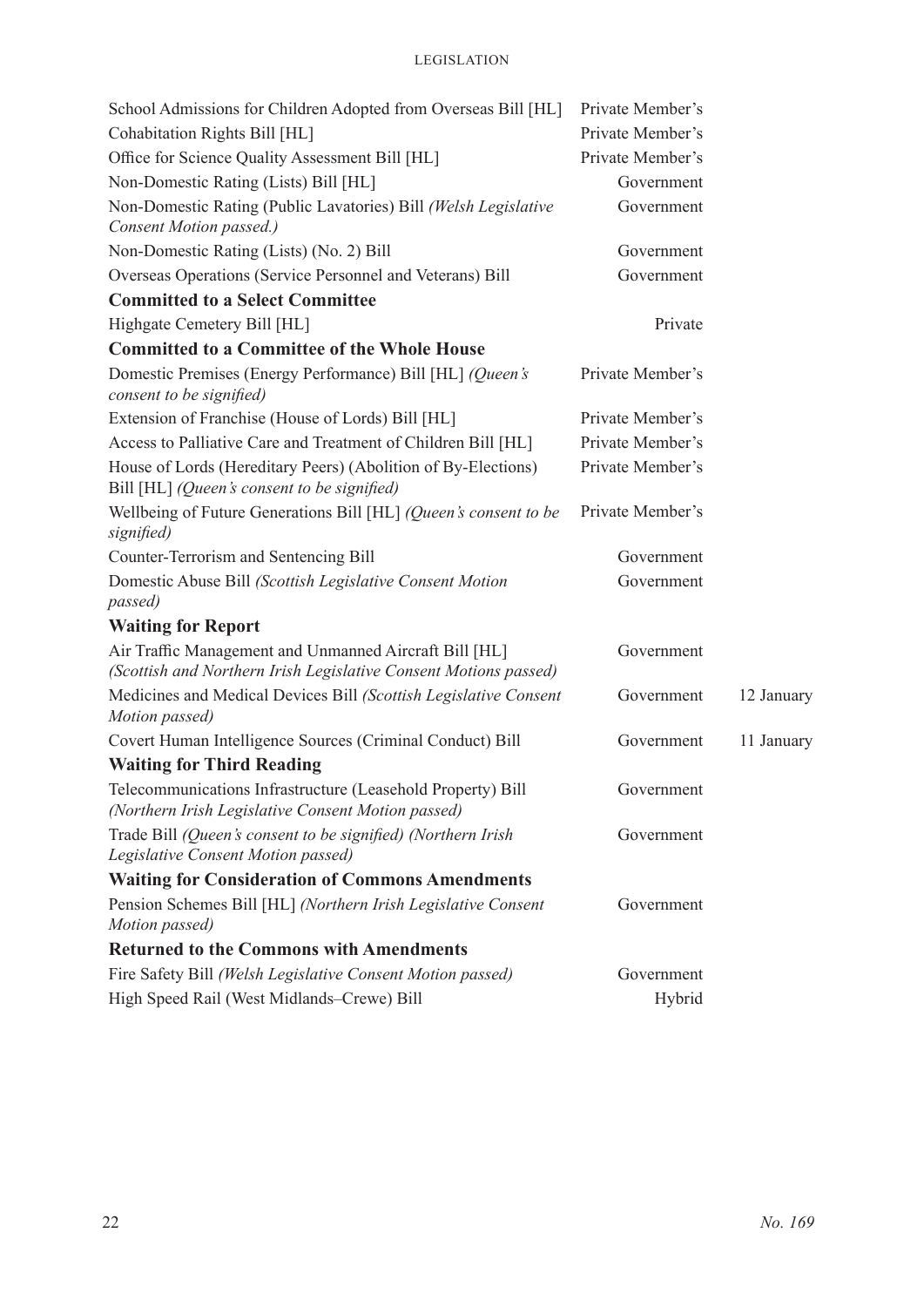| | | |
|---|---|---|
| School Admissions for Children Adopted from Overseas Bill [HL] | Private Member's | |
| Cohabitation Rights Bill [HL] | Private Member's | |
| Office for Science Quality Assessment Bill [HL] | Private Member's | |
| Non-Domestic Rating (Lists) Bill [HL] | Government | |
| Non-Domestic Rating (Public Lavatories) Bill *(Welsh Legislative Consent Motion passed.)* | Government | |
| Non-Domestic Rating (Lists) (No. 2) Bill | Government | |
| Overseas Operations (Service Personnel and Veterans) Bill | Government | |
| **Committed to a Select Committee** | | |
| Highgate Cemetery Bill [HL] | Private | |
| **Committed to a Committee of the Whole House** | | |
| Domestic Premises (Energy Performance) Bill [HL] *(Queen's consent to be signified)* | Private Member's | |
| Extension of Franchise (House of Lords) Bill [HL] | Private Member's | |
| Access to Palliative Care and Treatment of Children Bill [HL] | Private Member's | |
| House of Lords (Hereditary Peers) (Abolition of By-Elections) Bill [HL] *(Queen's consent to be signified)* | Private Member's | |
| Wellbeing of Future Generations Bill [HL] *(Queen's consent to be signified)* | Private Member's | |
| Counter-Terrorism and Sentencing Bill | Government | |
| Domestic Abuse Bill *(Scottish Legislative Consent Motion passed)* | Government | |
| **Waiting for Report** | | |
| Air Traffic Management and Unmanned Aircraft Bill [HL] *(Scottish and Northern Irish Legislative Consent Motions passed)* | Government | |
| Medicines and Medical Devices Bill *(Scottish Legislative Consent Motion passed)* | Government | 12 January |
| Covert Human Intelligence Sources (Criminal Conduct) Bill | Government | 11 January |
| **Waiting for Third Reading** | | |
| Telecommunications Infrastructure (Leasehold Property) Bill *(Northern Irish Legislative Consent Motion passed)* | Government | |
| Trade Bill *(Queen's consent to be signified) (Northern Irish Legislative Consent Motion passed)* | Government | |
| **Waiting for Consideration of Commons Amendments** | | |
| Pension Schemes Bill [HL] *(Northern Irish Legislative Consent Motion passed)* | Government | |
| **Returned to the Commons with Amendments** | | |
| Fire Safety Bill *(Welsh Legislative Consent Motion passed)* | Government | |
| High Speed Rail (West Midlands–Crewe) Bill | Hybrid | |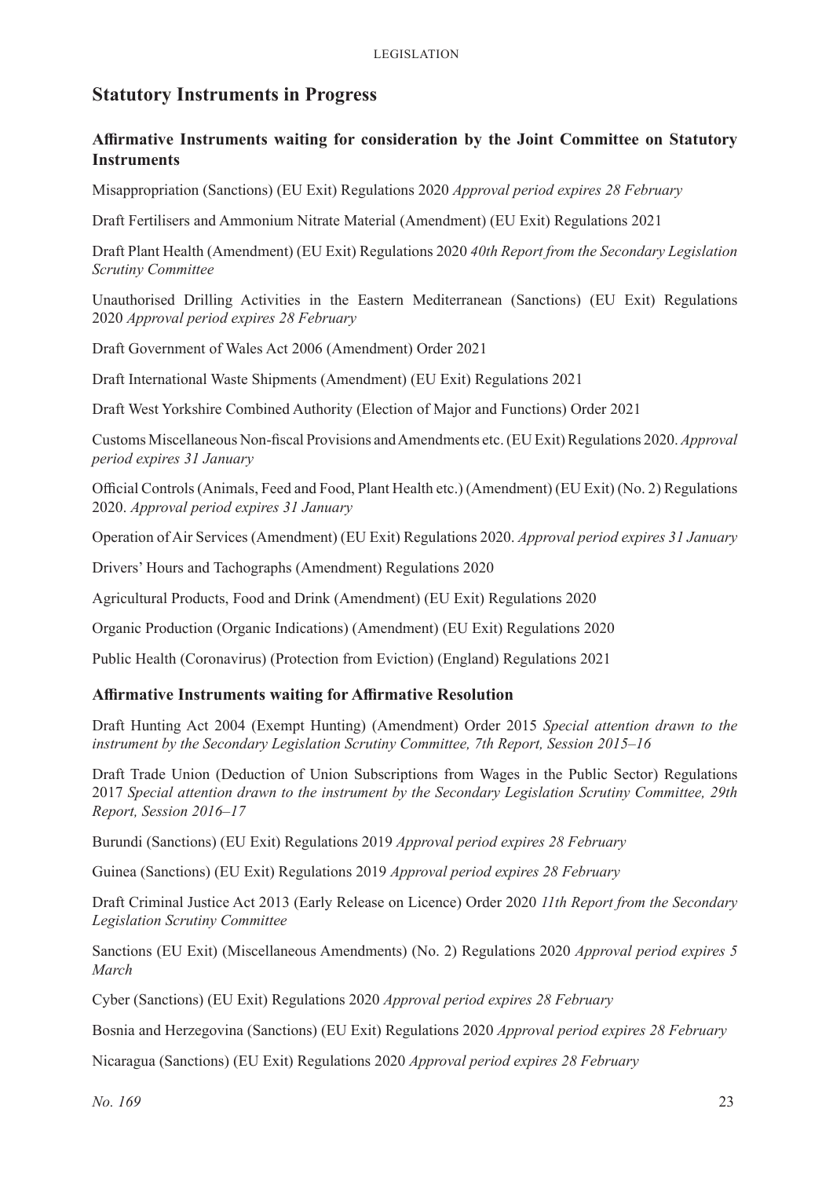## Statutory Instruments in Progress

### Affirmative Instruments waiting for consideration by the Joint Committee on Statutory Instruments

Misappropriation (Sanctions) (EU Exit) Regulations 2020 *Approval period expires 28 February*

Draft Fertilisers and Ammonium Nitrate Material (Amendment) (EU Exit) Regulations 2021

Draft Plant Health (Amendment) (EU Exit) Regulations 2020 *40th Report from the Secondary Legislation Scrutiny Committee*

Unauthorised Drilling Activities in the Eastern Mediterranean (Sanctions) (EU Exit) Regulations 2020 *Approval period expires 28 February*

Draft Government of Wales Act 2006 (Amendment) Order 2021

Draft International Waste Shipments (Amendment) (EU Exit) Regulations 2021

Draft West Yorkshire Combined Authority (Election of Major and Functions) Order 2021

Customs Miscellaneous Non-fiscal Provisions and Amendments etc. (EU Exit) Regulations 2020. *Approval period expires 31 January*

Official Controls (Animals, Feed and Food, Plant Health etc.) (Amendment) (EU Exit) (No. 2) Regulations 2020. *Approval period expires 31 January*

Operation of Air Services (Amendment) (EU Exit) Regulations 2020. *Approval period expires 31 January*

Drivers' Hours and Tachographs (Amendment) Regulations 2020

Agricultural Products, Food and Drink (Amendment) (EU Exit) Regulations 2020

Organic Production (Organic Indications) (Amendment) (EU Exit) Regulations 2020

Public Health (Coronavirus) (Protection from Eviction) (England) Regulations 2021

### Affirmative Instruments waiting for Affirmative Resolution

Draft Hunting Act 2004 (Exempt Hunting) (Amendment) Order 2015 *Special attention drawn to the instrument by the Secondary Legislation Scrutiny Committee, 7th Report, Session 2015–16*

Draft Trade Union (Deduction of Union Subscriptions from Wages in the Public Sector) Regulations 2017 *Special attention drawn to the instrument by the Secondary Legislation Scrutiny Committee, 29th Report, Session 2016–17*

Burundi (Sanctions) (EU Exit) Regulations 2019 *Approval period expires 28 February*

Guinea (Sanctions) (EU Exit) Regulations 2019 *Approval period expires 28 February*

Draft Criminal Justice Act 2013 (Early Release on Licence) Order 2020 *11th Report from the Secondary Legislation Scrutiny Committee*

Sanctions (EU Exit) (Miscellaneous Amendments) (No. 2) Regulations 2020 *Approval period expires 5 March*

Cyber (Sanctions) (EU Exit) Regulations 2020 *Approval period expires 28 February*

Bosnia and Herzegovina (Sanctions) (EU Exit) Regulations 2020 *Approval period expires 28 February*

Nicaragua (Sanctions) (EU Exit) Regulations 2020 *Approval period expires 28 February*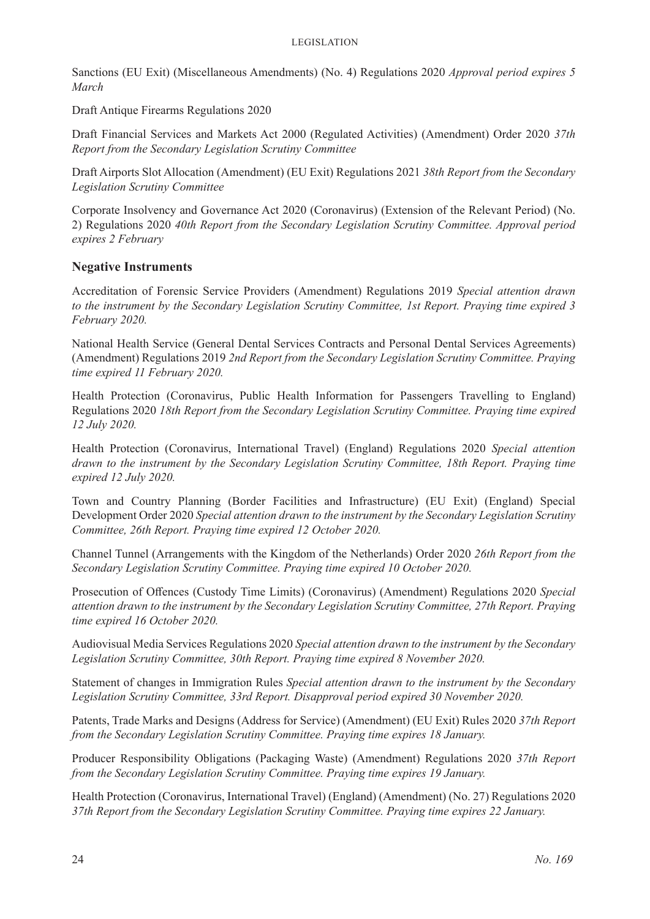Sanctions (EU Exit) (Miscellaneous Amendments) (No. 4) Regulations 2020 *Approval period expires 5 March*

Draft Antique Firearms Regulations 2020

Draft Financial Services and Markets Act 2000 (Regulated Activities) (Amendment) Order 2020 *37th Report from the Secondary Legislation Scrutiny Committee*

Draft Airports Slot Allocation (Amendment) (EU Exit) Regulations 2021 *38th Report from the Secondary Legislation Scrutiny Committee*

Corporate Insolvency and Governance Act 2020 (Coronavirus) (Extension of the Relevant Period) (No. 2) Regulations 2020 *40th Report from the Secondary Legislation Scrutiny Committee. Approval period expires 2 February*

## Negative Instruments

Accreditation of Forensic Service Providers (Amendment) Regulations 2019 *Special attention drawn to the instrument by the Secondary Legislation Scrutiny Committee, 1st Report. Praying time expired 3 February 2020.*

National Health Service (General Dental Services Contracts and Personal Dental Services Agreements) (Amendment) Regulations 2019 *2nd Report from the Secondary Legislation Scrutiny Committee. Praying time expired 11 February 2020.*

Health Protection (Coronavirus, Public Health Information for Passengers Travelling to England) Regulations 2020 *18th Report from the Secondary Legislation Scrutiny Committee. Praying time expired 12 July 2020.*

Health Protection (Coronavirus, International Travel) (England) Regulations 2020 *Special attention drawn to the instrument by the Secondary Legislation Scrutiny Committee, 18th Report. Praying time expired 12 July 2020.*

Town and Country Planning (Border Facilities and Infrastructure) (EU Exit) (England) Special Development Order 2020 *Special attention drawn to the instrument by the Secondary Legislation Scrutiny Committee, 26th Report. Praying time expired 12 October 2020.*

Channel Tunnel (Arrangements with the Kingdom of the Netherlands) Order 2020 *26th Report from the Secondary Legislation Scrutiny Committee. Praying time expired 10 October 2020.*

Prosecution of Offences (Custody Time Limits) (Coronavirus) (Amendment) Regulations 2020 *Special attention drawn to the instrument by the Secondary Legislation Scrutiny Committee, 27th Report. Praying time expired 16 October 2020.*

Audiovisual Media Services Regulations 2020 *Special attention drawn to the instrument by the Secondary Legislation Scrutiny Committee, 30th Report. Praying time expired 8 November 2020.*

Statement of changes in Immigration Rules *Special attention drawn to the instrument by the Secondary Legislation Scrutiny Committee, 33rd Report. Disapproval period expired 30 November 2020.*

Patents, Trade Marks and Designs (Address for Service) (Amendment) (EU Exit) Rules 2020 *37th Report from the Secondary Legislation Scrutiny Committee. Praying time expires 18 January.*

Producer Responsibility Obligations (Packaging Waste) (Amendment) Regulations 2020 *37th Report from the Secondary Legislation Scrutiny Committee. Praying time expires 19 January.*

Health Protection (Coronavirus, International Travel) (England) (Amendment) (No. 27) Regulations 2020 *37th Report from the Secondary Legislation Scrutiny Committee. Praying time expires 22 January.*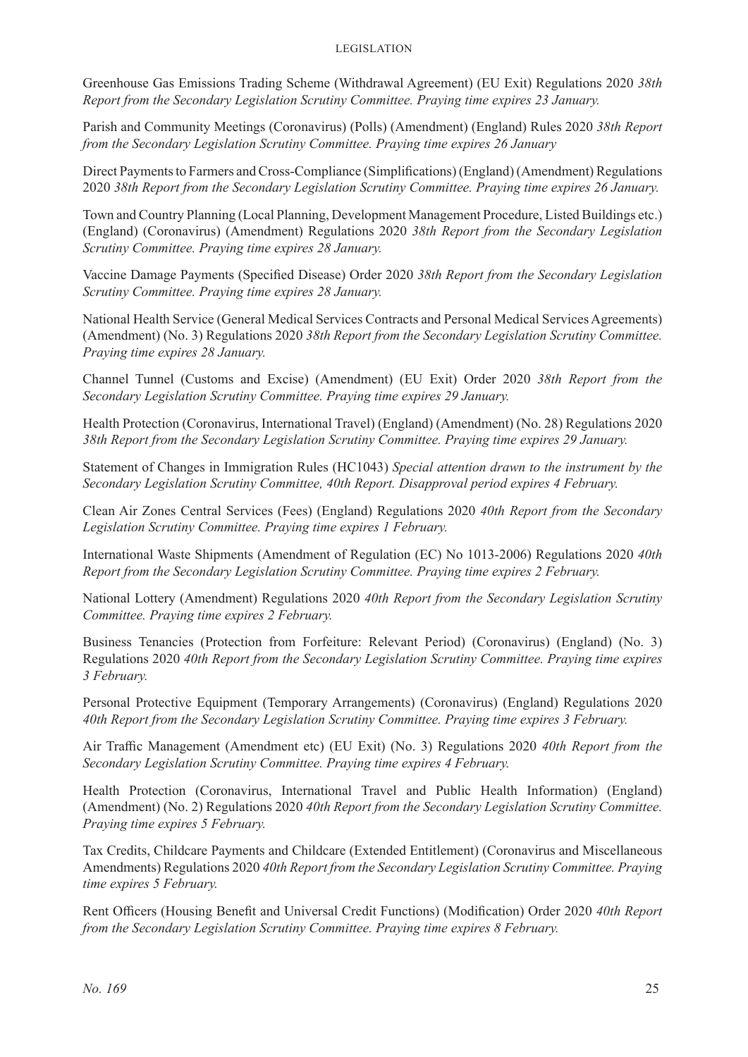Greenhouse Gas Emissions Trading Scheme (Withdrawal Agreement) (EU Exit) Regulations 2020 *38th Report from the Secondary Legislation Scrutiny Committee. Praying time expires 23 January.*

Parish and Community Meetings (Coronavirus) (Polls) (Amendment) (England) Rules 2020 *38th Report from the Secondary Legislation Scrutiny Committee. Praying time expires 26 January*

Direct Payments to Farmers and Cross-Compliance (Simplifications) (England) (Amendment) Regulations 2020 *38th Report from the Secondary Legislation Scrutiny Committee. Praying time expires 26 January.*

Town and Country Planning (Local Planning, Development Management Procedure, Listed Buildings etc.) (England) (Coronavirus) (Amendment) Regulations 2020 *38th Report from the Secondary Legislation Scrutiny Committee. Praying time expires 28 January.*

Vaccine Damage Payments (Specified Disease) Order 2020 *38th Report from the Secondary Legislation Scrutiny Committee. Praying time expires 28 January.*

National Health Service (General Medical Services Contracts and Personal Medical Services Agreements) (Amendment) (No. 3) Regulations 2020 *38th Report from the Secondary Legislation Scrutiny Committee. Praying time expires 28 January.*

Channel Tunnel (Customs and Excise) (Amendment) (EU Exit) Order 2020 *38th Report from the Secondary Legislation Scrutiny Committee. Praying time expires 29 January.*

Health Protection (Coronavirus, International Travel) (England) (Amendment) (No. 28) Regulations 2020 *38th Report from the Secondary Legislation Scrutiny Committee. Praying time expires 29 January.*

Statement of Changes in Immigration Rules (HC1043) *Special attention drawn to the instrument by the Secondary Legislation Scrutiny Committee, 40th Report. Disapproval period expires 4 February.*

Clean Air Zones Central Services (Fees) (England) Regulations 2020 *40th Report from the Secondary Legislation Scrutiny Committee. Praying time expires 1 February.*

International Waste Shipments (Amendment of Regulation (EC) No 1013-2006) Regulations 2020 *40th Report from the Secondary Legislation Scrutiny Committee. Praying time expires 2 February.*

National Lottery (Amendment) Regulations 2020 *40th Report from the Secondary Legislation Scrutiny Committee. Praying time expires 2 February.*

Business Tenancies (Protection from Forfeiture: Relevant Period) (Coronavirus) (England) (No. 3) Regulations 2020 *40th Report from the Secondary Legislation Scrutiny Committee. Praying time expires 3 February.*

Personal Protective Equipment (Temporary Arrangements) (Coronavirus) (England) Regulations 2020 *40th Report from the Secondary Legislation Scrutiny Committee. Praying time expires 3 February.*

Air Traffic Management (Amendment etc) (EU Exit) (No. 3) Regulations 2020 *40th Report from the Secondary Legislation Scrutiny Committee. Praying time expires 4 February.*

Health Protection (Coronavirus, International Travel and Public Health Information) (England) (Amendment) (No. 2) Regulations 2020 *40th Report from the Secondary Legislation Scrutiny Committee. Praying time expires 5 February.*

Tax Credits, Childcare Payments and Childcare (Extended Entitlement) (Coronavirus and Miscellaneous Amendments) Regulations 2020 *40th Report from the Secondary Legislation Scrutiny Committee. Praying time expires 5 February.*

Rent Officers (Housing Benefit and Universal Credit Functions) (Modification) Order 2020 *40th Report from the Secondary Legislation Scrutiny Committee. Praying time expires 8 February.*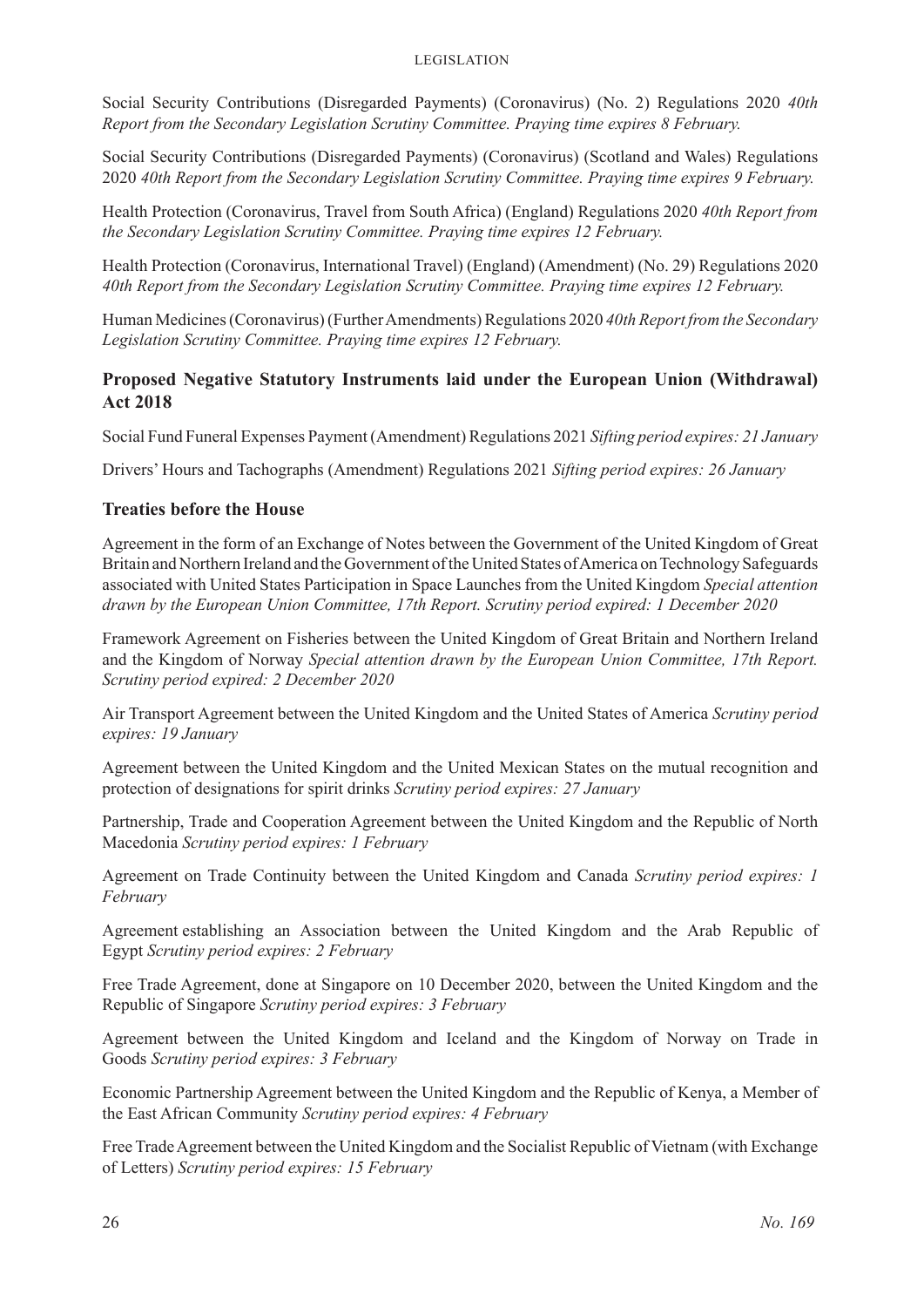Social Security Contributions (Disregarded Payments) (Coronavirus) (No. 2) Regulations 2020 *40th Report from the Secondary Legislation Scrutiny Committee. Praying time expires 8 February.*

Social Security Contributions (Disregarded Payments) (Coronavirus) (Scotland and Wales) Regulations 2020 *40th Report from the Secondary Legislation Scrutiny Committee. Praying time expires 9 February.*

Health Protection (Coronavirus, Travel from South Africa) (England) Regulations 2020 *40th Report from the Secondary Legislation Scrutiny Committee. Praying time expires 12 February.*

Health Protection (Coronavirus, International Travel) (England) (Amendment) (No. 29) Regulations 2020 *40th Report from the Secondary Legislation Scrutiny Committee. Praying time expires 12 February.*

Human Medicines (Coronavirus) (Further Amendments) Regulations 2020 *40th Report from the Secondary Legislation Scrutiny Committee. Praying time expires 12 February.*

## Proposed Negative Statutory Instruments laid under the European Union (Withdrawal) Act 2018

Social Fund Funeral Expenses Payment (Amendment) Regulations 2021 *Sifting period expires: 21 January*

Drivers' Hours and Tachographs (Amendment) Regulations 2021 *Sifting period expires: 26 January*

## Treaties before the House

Agreement in the form of an Exchange of Notes between the Government of the United Kingdom of Great Britain and Northern Ireland and the Government of the United States of America on Technology Safeguards associated with United States Participation in Space Launches from the United Kingdom *Special attention drawn by the European Union Committee, 17th Report. Scrutiny period expired: 1 December 2020*

Framework Agreement on Fisheries between the United Kingdom of Great Britain and Northern Ireland and the Kingdom of Norway *Special attention drawn by the European Union Committee, 17th Report. Scrutiny period expired: 2 December 2020*

Air Transport Agreement between the United Kingdom and the United States of America *Scrutiny period expires: 19 January*

Agreement between the United Kingdom and the United Mexican States on the mutual recognition and protection of designations for spirit drinks *Scrutiny period expires: 27 January*

Partnership, Trade and Cooperation Agreement between the United Kingdom and the Republic of North Macedonia *Scrutiny period expires: 1 February*

Agreement on Trade Continuity between the United Kingdom and Canada *Scrutiny period expires: 1 February*

Agreement establishing an Association between the United Kingdom and the Arab Republic of Egypt *Scrutiny period expires: 2 February*

Free Trade Agreement, done at Singapore on 10 December 2020, between the United Kingdom and the Republic of Singapore *Scrutiny period expires: 3 February*

Agreement between the United Kingdom and Iceland and the Kingdom of Norway on Trade in Goods *Scrutiny period expires: 3 February*

Economic Partnership Agreement between the United Kingdom and the Republic of Kenya, a Member of the East African Community *Scrutiny period expires: 4 February*

Free Trade Agreement between the United Kingdom and the Socialist Republic of Vietnam (with Exchange of Letters) *Scrutiny period expires: 15 February*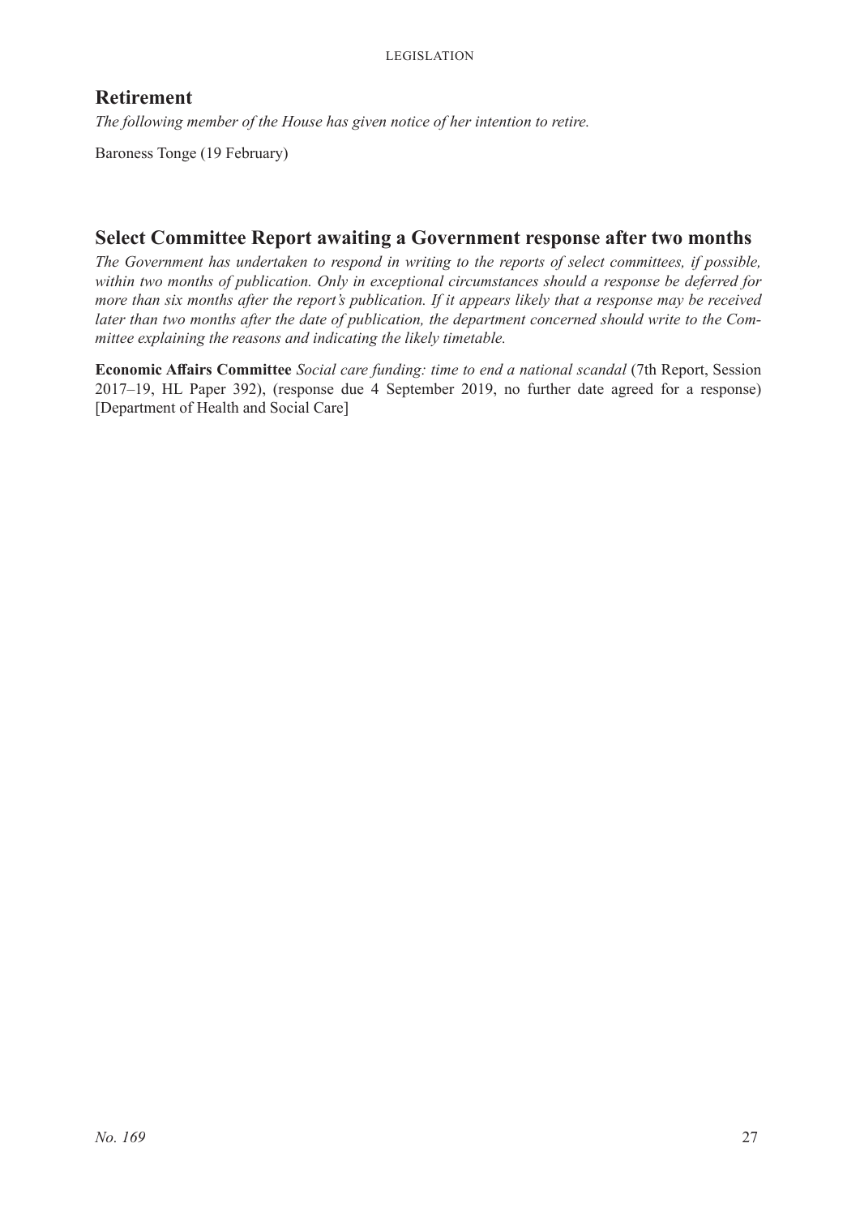## Retirement

*The following member of the House has given notice of her intention to retire.*

Baroness Tonge (19 February)

## Select Committee Report awaiting a Government response after two months

*The Government has undertaken to respond in writing to the reports of select committees, if possible, within two months of publication. Only in exceptional circumstances should a response be deferred for more than six months after the report's publication. If it appears likely that a response may be received later than two months after the date of publication, the department concerned should write to the Committee explaining the reasons and indicating the likely timetable.*

**Economic Affairs Committee** *Social care funding: time to end a national scandal* (7th Report, Session 2017–19, HL Paper 392), (response due 4 September 2019, no further date agreed for a response) [Department of Health and Social Care]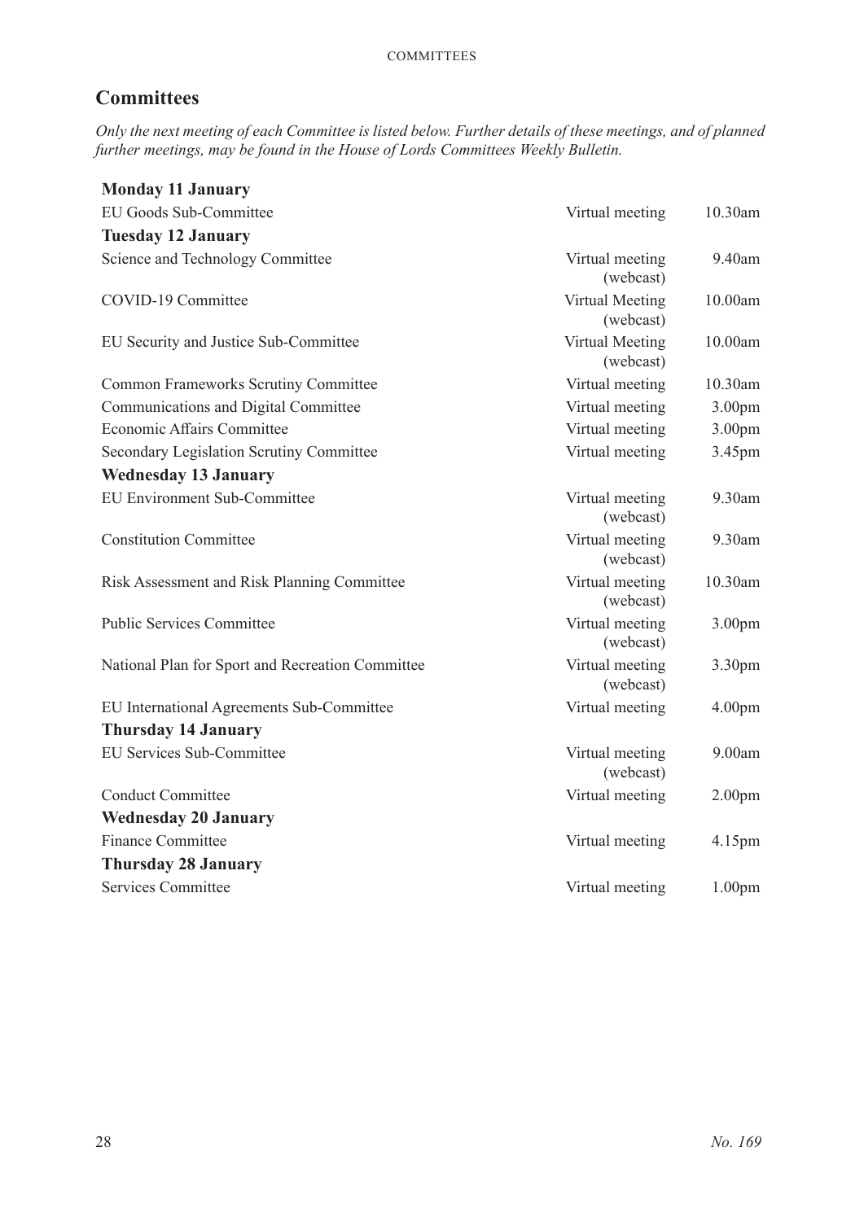## Committees

*Only the next meeting of each Committee is listed below. Further details of these meetings, and of planned further meetings, may be found in the House of Lords Committees Weekly Bulletin.*

| | | |
|---|---|---|
| **Monday 11 January** | | |
| EU Goods Sub-Committee | Virtual meeting | 10.30am |
| **Tuesday 12 January** | | |
| Science and Technology Committee | Virtual meeting (webcast) | 9.40am |
| COVID-19 Committee | Virtual Meeting (webcast) | 10.00am |
| EU Security and Justice Sub-Committee | Virtual Meeting (webcast) | 10.00am |
| Common Frameworks Scrutiny Committee | Virtual meeting | 10.30am |
| Communications and Digital Committee | Virtual meeting | 3.00pm |
| Economic Affairs Committee | Virtual meeting | 3.00pm |
| Secondary Legislation Scrutiny Committee | Virtual meeting | 3.45pm |
| **Wednesday 13 January** | | |
| EU Environment Sub-Committee | Virtual meeting (webcast) | 9.30am |
| Constitution Committee | Virtual meeting (webcast) | 9.30am |
| Risk Assessment and Risk Planning Committee | Virtual meeting (webcast) | 10.30am |
| Public Services Committee | Virtual meeting (webcast) | 3.00pm |
| National Plan for Sport and Recreation Committee | Virtual meeting (webcast) | 3.30pm |
| EU International Agreements Sub-Committee | Virtual meeting | 4.00pm |
| **Thursday 14 January** | | |
| EU Services Sub-Committee | Virtual meeting (webcast) | 9.00am |
| Conduct Committee | Virtual meeting | 2.00pm |
| **Wednesday 20 January** | | |
| Finance Committee | Virtual meeting | 4.15pm |
| **Thursday 28 January** | | |
| Services Committee | Virtual meeting | 1.00pm |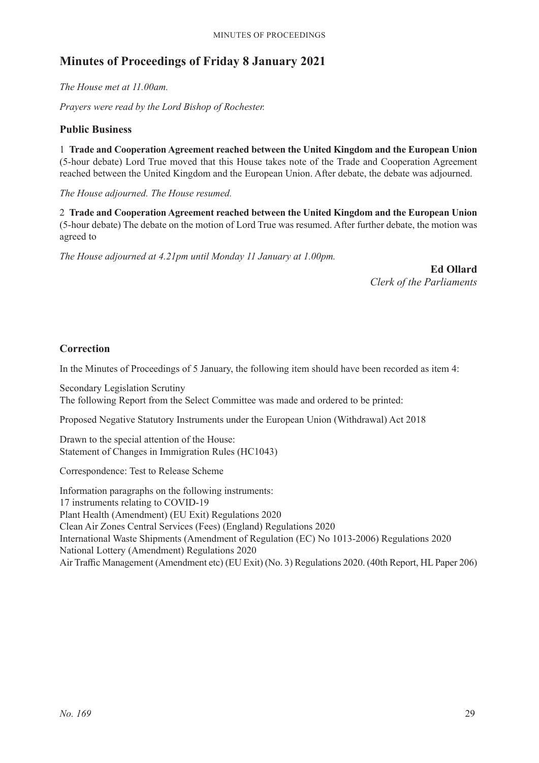## Minutes of Proceedings of Friday 8 January 2021

*The House met at 11.00am.*

*Prayers were read by the Lord Bishop of Rochester.*

### Public Business

1 **Trade and Cooperation Agreement reached between the United Kingdom and the European Union** (5-hour debate) Lord True moved that this House takes note of the Trade and Cooperation Agreement reached between the United Kingdom and the European Union. After debate, the debate was adjourned.

*The House adjourned. The House resumed.*

2 **Trade and Cooperation Agreement reached between the United Kingdom and the European Union** (5-hour debate) The debate on the motion of Lord True was resumed. After further debate, the motion was agreed to

*The House adjourned at 4.21pm until Monday 11 January at 1.00pm.*

**Ed Ollard**
*Clerk of the Parliaments*

### Correction

In the Minutes of Proceedings of 5 January, the following item should have been recorded as item 4:

Secondary Legislation Scrutiny
The following Report from the Select Committee was made and ordered to be printed:

Proposed Negative Statutory Instruments under the European Union (Withdrawal) Act 2018

Drawn to the special attention of the House:
Statement of Changes in Immigration Rules (HC1043)

Correspondence: Test to Release Scheme

Information paragraphs on the following instruments:
17 instruments relating to COVID-19
Plant Health (Amendment) (EU Exit) Regulations 2020
Clean Air Zones Central Services (Fees) (England) Regulations 2020
International Waste Shipments (Amendment of Regulation (EC) No 1013-2006) Regulations 2020
National Lottery (Amendment) Regulations 2020
Air Traffic Management (Amendment etc) (EU Exit) (No. 3) Regulations 2020. (40th Report, HL Paper 206)

*No. 169*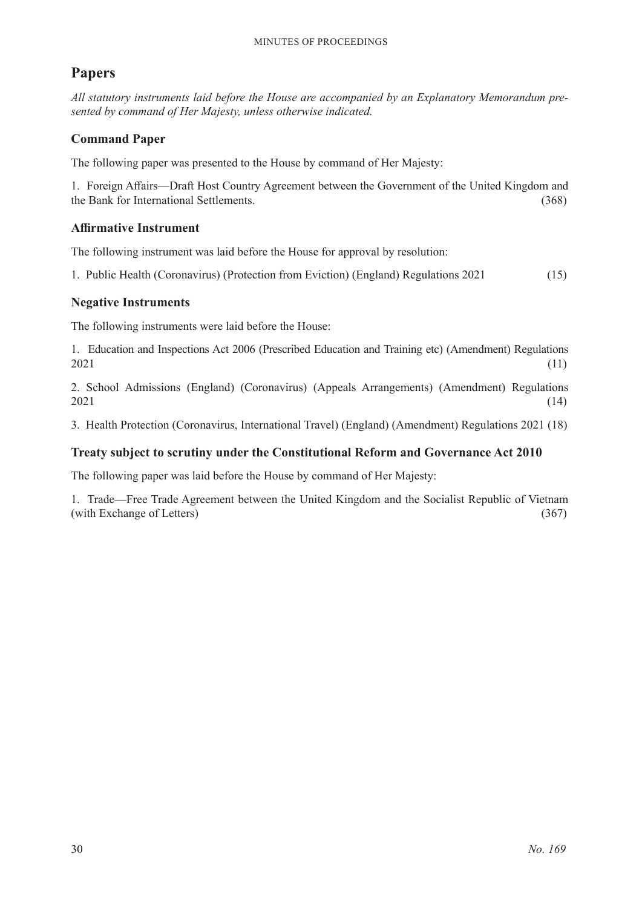## Papers

*All statutory instruments laid before the House are accompanied by an Explanatory Memorandum presented by command of Her Majesty, unless otherwise indicated.*

### Command Paper

The following paper was presented to the House by command of Her Majesty:

1. Foreign Affairs—Draft Host Country Agreement between the Government of the United Kingdom and the Bank for International Settlements. (368)

### Affirmative Instrument

The following instrument was laid before the House for approval by resolution:

1. Public Health (Coronavirus) (Protection from Eviction) (England) Regulations 2021 (15)

### Negative Instruments

The following instruments were laid before the House:

1. Education and Inspections Act 2006 (Prescribed Education and Training etc) (Amendment) Regulations 2021 (11)

2. School Admissions (England) (Coronavirus) (Appeals Arrangements) (Amendment) Regulations 2021 (14)

3. Health Protection (Coronavirus, International Travel) (England) (Amendment) Regulations 2021 (18)

### Treaty subject to scrutiny under the Constitutional Reform and Governance Act 2010

The following paper was laid before the House by command of Her Majesty:

1. Trade—Free Trade Agreement between the United Kingdom and the Socialist Republic of Vietnam (with Exchange of Letters) (367)